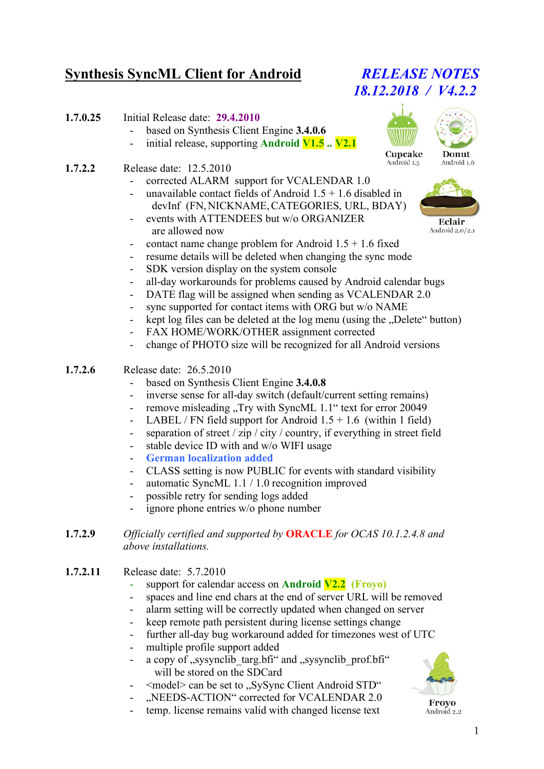# Synthesis SyncML Client for Android

## *RELEASE NOTES*
## *18.12.2018 / V4.2.2*

**1.7.0.25** Initial Release date: **29.4.2010**

- based on Synthesis Client Engine **3.4.0.6**
- initial release, supporting **Android V1.5 .. V2.1**

Cupcake Android 1.5 · Donut Android 1.6 · Eclair Android 2.0/2.1

**1.7.2.2** Release date: 12.5.2010

- corrected ALARM support for VCALENDAR 1.0
- unavailable contact fields of Android 1.5 + 1.6 disabled in devInf (FN, NICKNAME, CATEGORIES, URL, BDAY)
- events with ATTENDEES but w/o ORGANIZER are allowed now
- contact name change problem for Android 1.5 + 1.6 fixed
- resume details will be deleted when changing the sync mode
- SDK version display on the system console
- all-day workarounds for problems caused by Android calendar bugs
- DATE flag will be assigned when sending as VCALENDAR 2.0
- sync supported for contact items with ORG but w/o NAME
- kept log files can be deleted at the log menu (using the „Delete“ button)
- FAX HOME/WORK/OTHER assignment corrected
- change of PHOTO size will be recognized for all Android versions

**1.7.2.6** Release date: 26.5.2010

- based on Synthesis Client Engine **3.4.0.8**
- inverse sense for all-day switch (default/current setting remains)
- remove misleading „Try with SyncML 1.1“ text for error 20049
- LABEL / FN field support for Android 1.5 + 1.6 (within 1 field)
- separation of street / zip / city / country, if everything in street field
- stable device ID with and w/o WIFI usage
- **German localization added**
- CLASS setting is now PUBLIC for events with standard visibility
- automatic SyncML 1.1 / 1.0 recognition improved
- possible retry for sending logs added
- ignore phone entries w/o phone number

**1.7.2.9** *Officially certified and supported by* **ORACLE** *for OCAS 10.1.2.4.8 and above installations.*

**1.7.2.11** Release date: 5.7.2010

- support for calendar access on **Android V2.2 (Froyo)**
- spaces and line end chars at the end of server URL will be removed
- alarm setting will be correctly updated when changed on server
- keep remote path persistent during license settings change
- further all-day bug workaround added for timezones west of UTC
- multiple profile support added
- a copy of „sysynclib_targ.bfi“ and „sysynclib_prof.bfi“ will be stored on the SDCard
- <model> can be set to „SySync Client Android STD“
- „NEEDS-ACTION“ corrected for VCALENDAR 2.0
- temp. license remains valid with changed license text

Froyo Android 2.2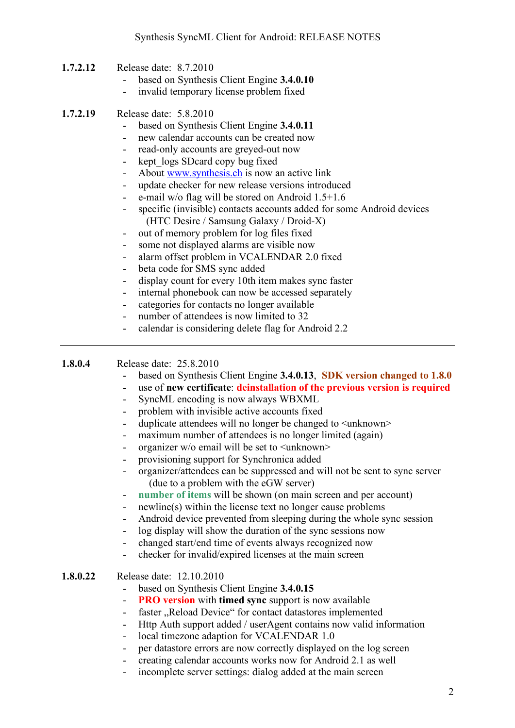Synthesis SyncML Client for Android: RELEASE NOTES

**1.7.2.12** Release date: 8.7.2010

- based on Synthesis Client Engine **3.4.0.10**
- invalid temporary license problem fixed

**1.7.2.19** Release date: 5.8.2010

- based on Synthesis Client Engine **3.4.0.11**
- new calendar accounts can be created now
- read-only accounts are greyed-out now
- kept_logs SDcard copy bug fixed
- About www.synthesis.ch is now an active link
- update checker for new release versions introduced
- e-mail w/o flag will be stored on Android 1.5+1.6
- specific (invisible) contacts accounts added for some Android devices (HTC Desire / Samsung Galaxy / Droid-X)
- out of memory problem for log files fixed
- some not displayed alarms are visible now
- alarm offset problem in VCALENDAR 2.0 fixed
- beta code for SMS sync added
- display count for every 10th item makes sync faster
- internal phonebook can now be accessed separately
- categories for contacts no longer available
- number of attendees is now limited to 32
- calendar is considering delete flag for Android 2.2

---

**1.8.0.4** Release date: 25.8.2010

- based on Synthesis Client Engine **3.4.0.13**, **SDK version changed to 1.8.0**
- use of **new certificate**: **deinstallation of the previous version is required**
- SyncML encoding is now always WBXML
- problem with invisible active accounts fixed
- duplicate attendees will no longer be changed to <unknown>
- maximum number of attendees is no longer limited (again)
- organizer w/o email will be set to <unknown>
- provisioning support for Synchronica added
- organizer/attendees can be suppressed and will not be sent to sync server (due to a problem with the eGW server)
- **number of items** will be shown (on main screen and per account)
- newline(s) within the license text no longer cause problems
- Android device prevented from sleeping during the whole sync session
- log display will show the duration of the sync sessions now
- changed start/end time of events always recognized now
- checker for invalid/expired licenses at the main screen

**1.8.0.22** Release date: 12.10.2010

- based on Synthesis Client Engine **3.4.0.15**
- **PRO version** with **timed sync** support is now available
- faster „Reload Device“ for contact datastores implemented
- Http Auth support added / userAgent contains now valid information
- local timezone adaption for VCALENDAR 1.0
- per datastore errors are now correctly displayed on the log screen
- creating calendar accounts works now for Android 2.1 as well
- incomplete server settings: dialog added at the main screen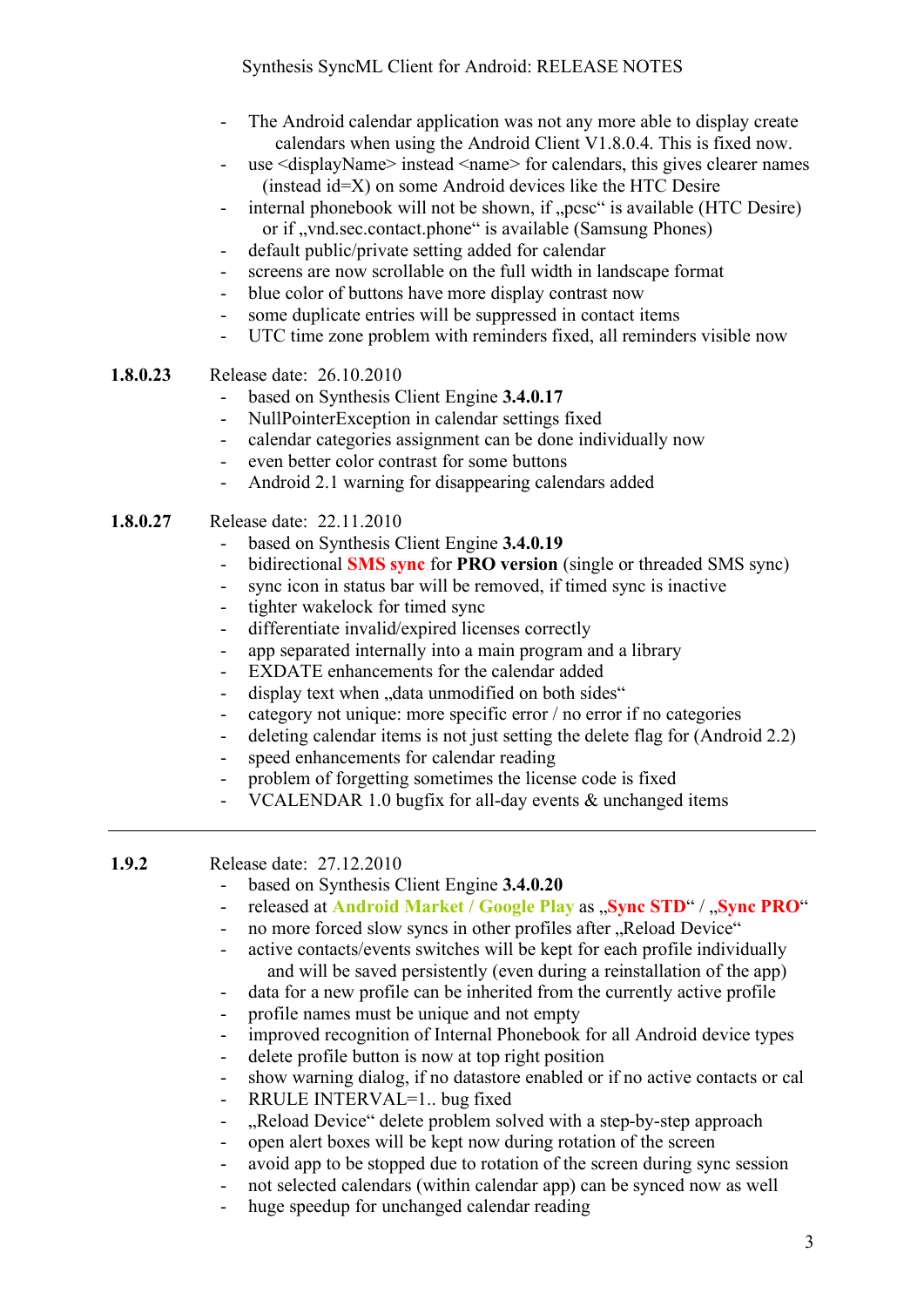- The Android calendar application was not any more able to display create calendars when using the Android Client V1.8.0.4. This is fixed now.
- use <displayName> instead <name> for calendars, this gives clearer names (instead id=X) on some Android devices like the HTC Desire
- internal phonebook will not be shown, if „pcsc“ is available (HTC Desire) or if „vnd.sec.contact.phone“ is available (Samsung Phones)
- default public/private setting added for calendar
- screens are now scrollable on the full width in landscape format
- blue color of buttons have more display contrast now
- some duplicate entries will be suppressed in contact items
- UTC time zone problem with reminders fixed, all reminders visible now

**1.8.0.23** Release date: 26.10.2010

- based on Synthesis Client Engine **3.4.0.17**
- NullPointerException in calendar settings fixed
- calendar categories assignment can be done individually now
- even better color contrast for some buttons
- Android 2.1 warning for disappearing calendars added

**1.8.0.27** Release date: 22.11.2010

- based on Synthesis Client Engine **3.4.0.19**
- bidirectional **SMS sync** for **PRO version** (single or threaded SMS sync)
- sync icon in status bar will be removed, if timed sync is inactive
- tighter wakelock for timed sync
- differentiate invalid/expired licenses correctly
- app separated internally into a main program and a library
- EXDATE enhancements for the calendar added
- display text when „data unmodified on both sides“
- category not unique: more specific error / no error if no categories
- deleting calendar items is not just setting the delete flag for (Android 2.2)
- speed enhancements for calendar reading
- problem of forgetting sometimes the license code is fixed
- VCALENDAR 1.0 bugfix for all-day events & unchanged items

---

**1.9.2** Release date: 27.12.2010

- based on Synthesis Client Engine **3.4.0.20**
- released at **Android Market / Google Play** as „**Sync STD**“ / „**Sync PRO**“
- no more forced slow syncs in other profiles after „Reload Device“
- active contacts/events switches will be kept for each profile individually and will be saved persistently (even during a reinstallation of the app)
- data for a new profile can be inherited from the currently active profile
- profile names must be unique and not empty
- improved recognition of Internal Phonebook for all Android device types
- delete profile button is now at top right position
- show warning dialog, if no datastore enabled or if no active contacts or cal
- RRULE INTERVAL=1.. bug fixed
- „Reload Device“ delete problem solved with a step-by-step approach
- open alert boxes will be kept now during rotation of the screen
- avoid app to be stopped due to rotation of the screen during sync session
- not selected calendars (within calendar app) can be synced now as well
- huge speedup for unchanged calendar reading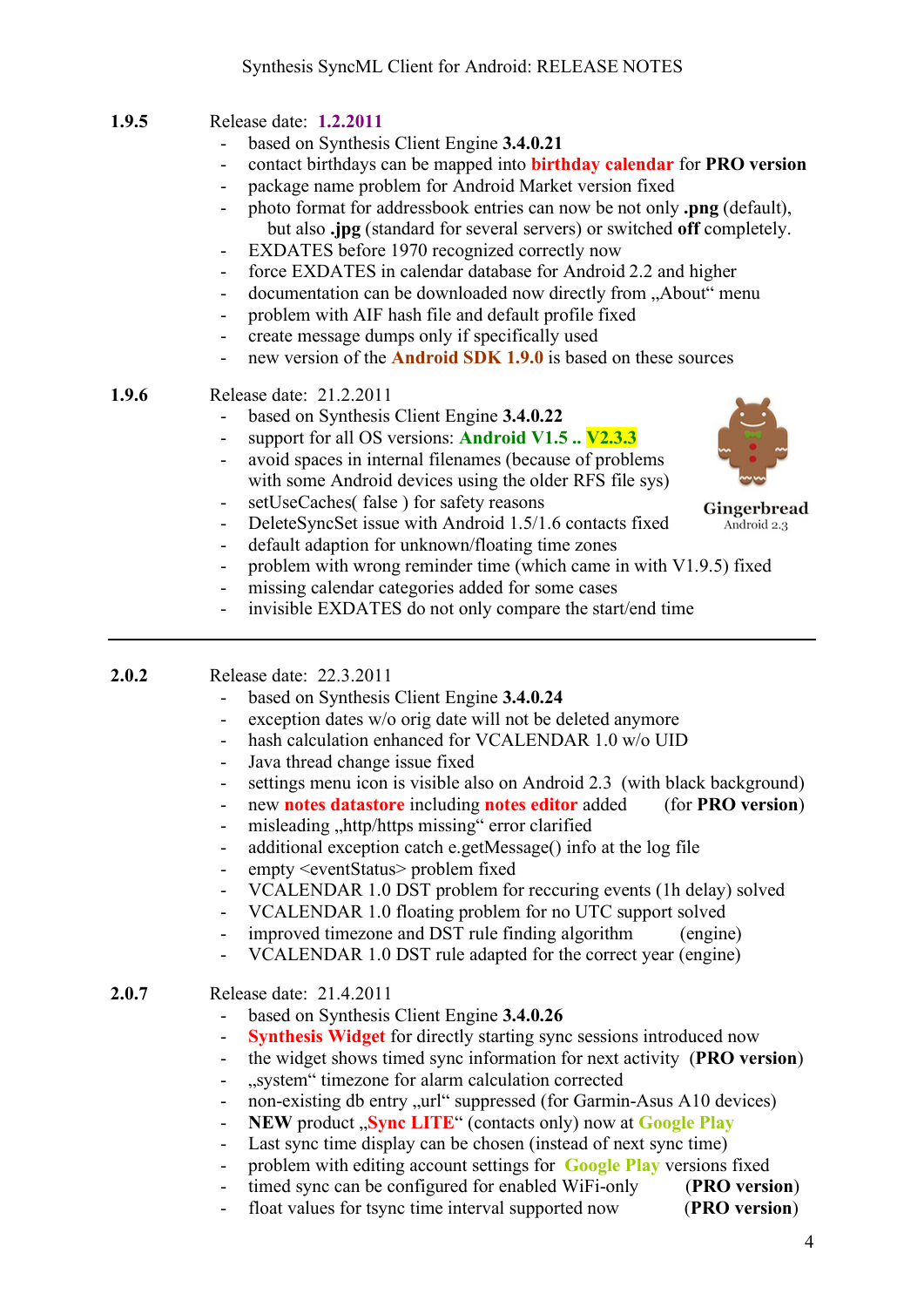Synthesis SyncML Client for Android: RELEASE NOTES

**1.9.5** Release date: **1.2.2011**

- based on Synthesis Client Engine **3.4.0.21**
- contact birthdays can be mapped into **birthday calendar** for **PRO version**
- package name problem for Android Market version fixed
- photo format for addressbook entries can now be not only **.png** (default), but also **.jpg** (standard for several servers) or switched **off** completely.
- EXDATES before 1970 recognized correctly now
- force EXDATES in calendar database for Android 2.2 and higher
- documentation can be downloaded now directly from „About" menu
- problem with AIF hash file and default profile fixed
- create message dumps only if specifically used
- new version of the **Android SDK 1.9.0** is based on these sources

**1.9.6** Release date: 21.2.2011

- based on Synthesis Client Engine **3.4.0.22**
- support for all OS versions: **Android V1.5 .. V2.3.3**
- avoid spaces in internal filenames (because of problems with some Android devices using the older RFS file sys)
- setUseCaches( false ) for safety reasons
- DeleteSyncSet issue with Android 1.5/1.6 contacts fixed
- default adaption for unknown/floating time zones
- problem with wrong reminder time (which came in with V1.9.5) fixed
- missing calendar categories added for some cases
- invisible EXDATES do not only compare the start/end time

Gingerbread
Android 2.3

---

**2.0.2** Release date: 22.3.2011

- based on Synthesis Client Engine **3.4.0.24**
- exception dates w/o orig date will not be deleted anymore
- hash calculation enhanced for VCALENDAR 1.0 w/o UID
- Java thread change issue fixed
- settings menu icon is visible also on Android 2.3 (with black background)
- new **notes datastore** including **notes editor** added (for **PRO version**)
- misleading „http/https missing" error clarified
- additional exception catch e.getMessage() info at the log file
- empty <eventStatus> problem fixed
- VCALENDAR 1.0 DST problem for reccuring events (1h delay) solved
- VCALENDAR 1.0 floating problem for no UTC support solved
- improved timezone and DST rule finding algorithm (engine)
- VCALENDAR 1.0 DST rule adapted for the correct year (engine)

**2.0.7** Release date: 21.4.2011

- based on Synthesis Client Engine **3.4.0.26**
- **Synthesis Widget** for directly starting sync sessions introduced now
- the widget shows timed sync information for next activity (**PRO version**)
- „system" timezone for alarm calculation corrected
- non-existing db entry „url" suppressed (for Garmin-Asus A10 devices)
- **NEW** product „**Sync LITE**" (contacts only) now at **Google Play**
- Last sync time display can be chosen (instead of next sync time)
- problem with editing account settings for **Google Play** versions fixed
- timed sync can be configured for enabled WiFi-only (**PRO version**)
- float values for tsync time interval supported now (**PRO version**)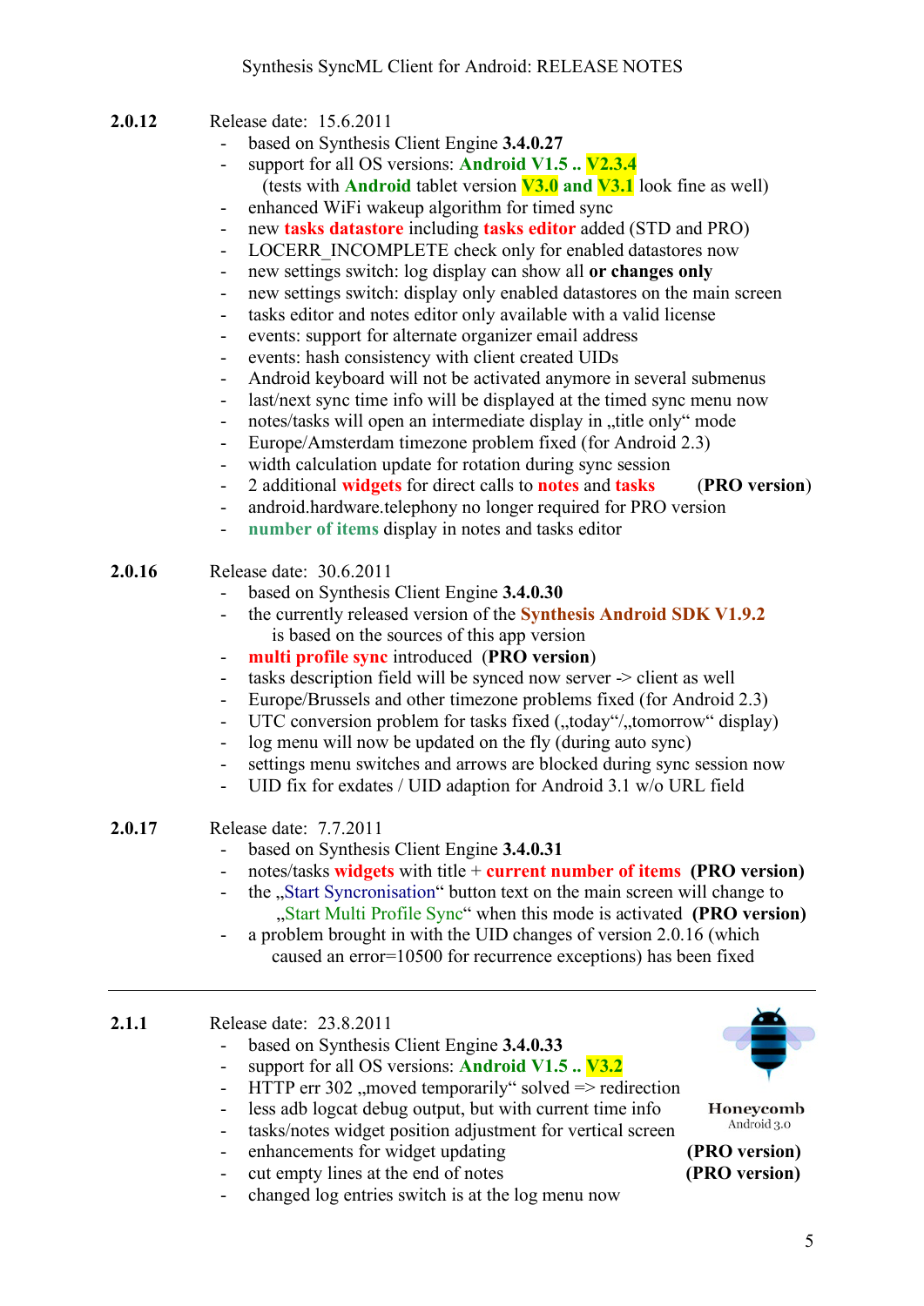**2.0.12** Release date: 15.6.2011

- based on Synthesis Client Engine **3.4.0.27**
- support for all OS versions: **Android V1.5 .. V2.3.4**
  (tests with **Android** tablet version **V3.0 and V3.1** look fine as well)
- enhanced WiFi wakeup algorithm for timed sync
- new **tasks datastore** including **tasks editor** added (STD and PRO)
- LOCERR_INCOMPLETE check only for enabled datastores now
- new settings switch: log display can show all **or changes only**
- new settings switch: display only enabled datastores on the main screen
- tasks editor and notes editor only available with a valid license
- events: support for alternate organizer email address
- events: hash consistency with client created UIDs
- Android keyboard will not be activated anymore in several submenus
- last/next sync time info will be displayed at the timed sync menu now
- notes/tasks will open an intermediate display in „title only" mode
- Europe/Amsterdam timezone problem fixed (for Android 2.3)
- width calculation update for rotation during sync session
- 2 additional **widgets** for direct calls to **notes** and **tasks** (**PRO version**)
- android.hardware.telephony no longer required for PRO version
- **number of items** display in notes and tasks editor

**2.0.16** Release date: 30.6.2011

- based on Synthesis Client Engine **3.4.0.30**
- the currently released version of the **Synthesis Android SDK V1.9.2**
  is based on the sources of this app version
- **multi profile sync** introduced (**PRO version**)
- tasks description field will be synced now server -> client as well
- Europe/Brussels and other timezone problems fixed (for Android 2.3)
- UTC conversion problem for tasks fixed („today"/„tomorrow" display)
- log menu will now be updated on the fly (during auto sync)
- settings menu switches and arrows are blocked during sync session now
- UID fix for exdates / UID adaption for Android 3.1 w/o URL field

**2.0.17** Release date: 7.7.2011

- based on Synthesis Client Engine **3.4.0.31**
- notes/tasks **widgets** with title + **current number of items** (**PRO version**)
- the „Start Syncronisation" button text on the main screen will change to
  „Start Multi Profile Sync" when this mode is activated (**PRO version**)
- a problem brought in with the UID changes of version 2.0.16 (which
  caused an error=10500 for recurrence exceptions) has been fixed

---

**2.1.1** Release date: 23.8.2011

Honeycomb
Android 3.0

- based on Synthesis Client Engine **3.4.0.33**
- support for all OS versions: **Android V1.5 .. V3.2**
- HTTP err 302 „moved temporarily" solved => redirection
- less adb logcat debug output, but with current time info
- tasks/notes widget position adjustment for vertical screen
- enhancements for widget updating (**PRO version**)
- cut empty lines at the end of notes (**PRO version**)
- changed log entries switch is at the log menu now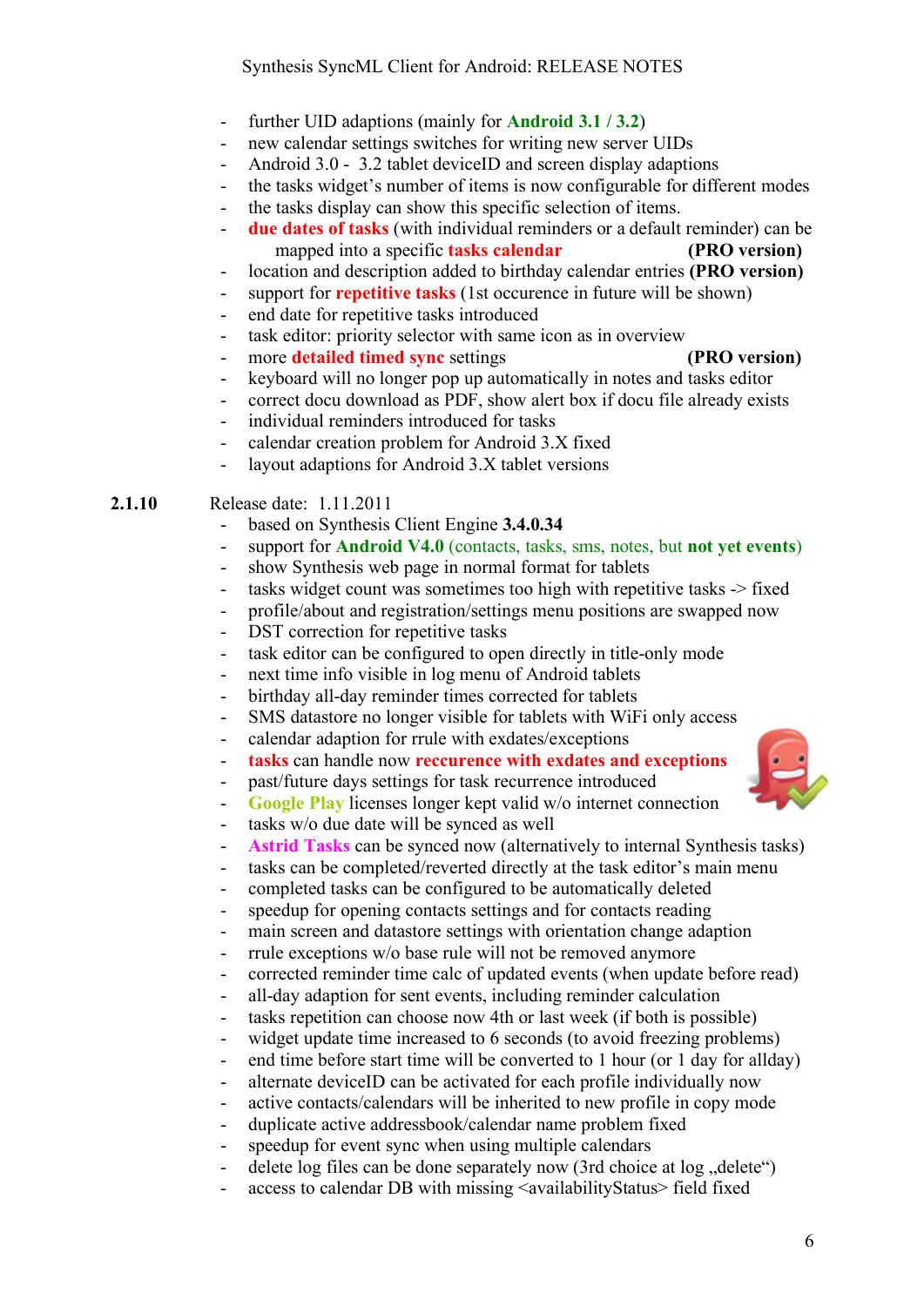- further UID adaptions (mainly for **Android 3.1 / 3.2**)
- new calendar settings switches for writing new server UIDs
- Android 3.0 - 3.2 tablet deviceID and screen display adaptions
- the tasks widget's number of items is now configurable for different modes
- the tasks display can show this specific selection of items.
- **due dates of tasks** (with individual reminders or a default reminder) can be mapped into a specific **tasks calendar** **(PRO version)**
- location and description added to birthday calendar entries **(PRO version)**
- support for **repetitive tasks** (1st occurence in future will be shown)
- end date for repetitive tasks introduced
- task editor: priority selector with same icon as in overview
- more **detailed timed sync** settings **(PRO version)**
- keyboard will no longer pop up automatically in notes and tasks editor
- correct docu download as PDF, show alert box if docu file already exists
- individual reminders introduced for tasks
- calendar creation problem for Android 3.X fixed
- layout adaptions for Android 3.X tablet versions

**2.1.10** Release date: 1.11.2011

- based on Synthesis Client Engine **3.4.0.34**
- support for **Android V4.0** (contacts, tasks, sms, notes, but **not yet events**)
- show Synthesis web page in normal format for tablets
- tasks widget count was sometimes too high with repetitive tasks -> fixed
- profile/about and registration/settings menu positions are swapped now
- DST correction for repetitive tasks
- task editor can be configured to open directly in title-only mode
- next time info visible in log menu of Android tablets
- birthday all-day reminder times corrected for tablets
- SMS datastore no longer visible for tablets with WiFi only access
- calendar adaption for rrule with exdates/exceptions
- **tasks** can handle now **reccurence with exdates and exceptions**
- past/future days settings for task recurrence introduced
- **Google Play** licenses longer kept valid w/o internet connection
- tasks w/o due date will be synced as well
- **Astrid Tasks** can be synced now (alternatively to internal Synthesis tasks)
- tasks can be completed/reverted directly at the task editor's main menu
- completed tasks can be configured to be automatically deleted
- speedup for opening contacts settings and for contacts reading
- main screen and datastore settings with orientation change adaption
- rrule exceptions w/o base rule will not be removed anymore
- corrected reminder time calc of updated events (when update before read)
- all-day adaption for sent events, including reminder calculation
- tasks repetition can choose now 4th or last week (if both is possible)
- widget update time increased to 6 seconds (to avoid freezing problems)
- end time before start time will be converted to 1 hour (or 1 day for allday)
- alternate deviceID can be activated for each profile individually now
- active contacts/calendars will be inherited to new profile in copy mode
- duplicate active addressbook/calendar name problem fixed
- speedup for event sync when using multiple calendars
- delete log files can be done separately now (3rd choice at log „delete")
- access to calendar DB with missing <availabilityStatus> field fixed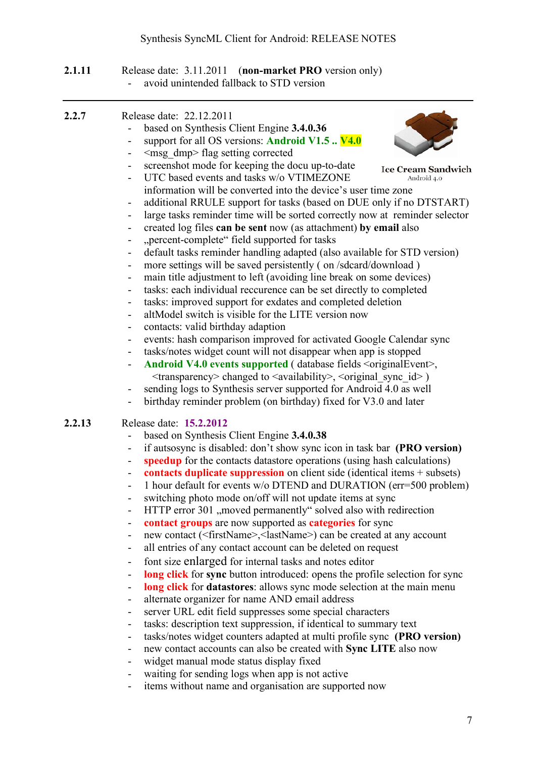**2.1.11** Release date: 3.11.2011 (**non-market PRO** version only)

- avoid unintended fallback to STD version

---

**2.2.7** Release date: 22.12.2011

- based on Synthesis Client Engine **3.4.0.36**
- support for all OS versions: **Android V1.5 .. V4.0**
- <msg_dmp> flag setting corrected
- screenshot mode for keeping the docu up-to-date
- UTC based events and tasks w/o VTIMEZONE information will be converted into the device's user time zone
- additional RRULE support for tasks (based on DUE only if no DTSTART)
- large tasks reminder time will be sorted correctly now at reminder selector
- created log files **can be sent** now (as attachment) **by email** also
- „percent-complete“ field supported for tasks
- default tasks reminder handling adapted (also available for STD version)
- more settings will be saved persistently ( on /sdcard/download )
- main title adjustment to left (avoiding line break on some devices)
- tasks: each individual reccurence can be set directly to completed
- tasks: improved support for exdates and completed deletion
- altModel switch is visible for the LITE version now
- contacts: valid birthday adaption
- events: hash comparison improved for activated Google Calendar sync
- tasks/notes widget count will not disappear when app is stopped
- **Android V4.0 events supported** ( database fields <originalEvent>, <transparency> changed to <availability>, <original_sync_id> )
- sending logs to Synthesis server supported for Android 4.0 as well
- birthday reminder problem (on birthday) fixed for V3.0 and later

Ice Cream Sandwich
Android 4.0

**2.2.13** Release date: **15.2.2012**

- based on Synthesis Client Engine **3.4.0.38**
- if autsosync is disabled: don't show sync icon in task bar **(PRO version)**
- **speedup** for the contacts datastore operations (using hash calculations)
- **contacts duplicate suppression** on client side (identical items + subsets)
- 1 hour default for events w/o DTEND and DURATION (err=500 problem)
- switching photo mode on/off will not update items at sync
- HTTP error 301 „moved permanently“ solved also with redirection
- **contact groups** are now supported as **categories** for sync
- new contact (<firstName>,<lastName>) can be created at any account
- all entries of any contact account can be deleted on request
- font size enlarged for internal tasks and notes editor
- **long click** for **sync** button introduced: opens the profile selection for sync
- **long click** for **datastores**: allows sync mode selection at the main menu
- alternate organizer for name AND email address
- server URL edit field suppresses some special characters
- tasks: description text suppression, if identical to summary text
- tasks/notes widget counters adapted at multi profile sync **(PRO version)**
- new contact accounts can also be created with **Sync LITE** also now
- widget manual mode status display fixed
- waiting for sending logs when app is not active
- items without name and organisation are supported now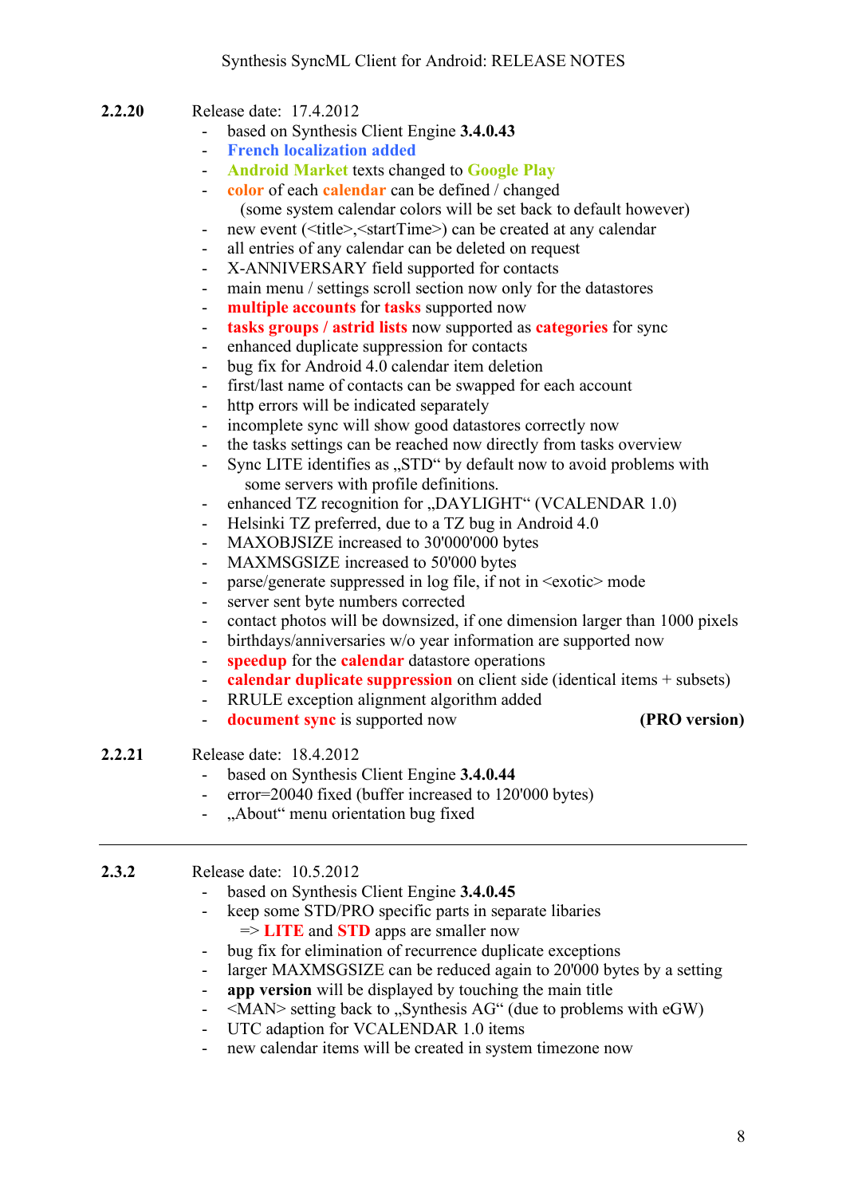**2.2.20** Release date: 17.4.2012

- based on Synthesis Client Engine **3.4.0.43**
- **French localization added**
- **Android Market** texts changed to **Google Play**
- **color** of each **calendar** can be defined / changed
  (some system calendar colors will be set back to default however)
- new event (<title>,<startTime>) can be created at any calendar
- all entries of any calendar can be deleted on request
- X-ANNIVERSARY field supported for contacts
- main menu / settings scroll section now only for the datastores
- **multiple accounts** for **tasks** supported now
- **tasks groups / astrid lists** now supported as **categories** for sync
- enhanced duplicate suppression for contacts
- bug fix for Android 4.0 calendar item deletion
- first/last name of contacts can be swapped for each account
- http errors will be indicated separately
- incomplete sync will show good datastores correctly now
- the tasks settings can be reached now directly from tasks overview
- Sync LITE identifies as „STD" by default now to avoid problems with some servers with profile definitions.
- enhanced TZ recognition for „DAYLIGHT" (VCALENDAR 1.0)
- Helsinki TZ preferred, due to a TZ bug in Android 4.0
- MAXOBJSIZE increased to 30'000'000 bytes
- MAXMSGSIZE increased to 50'000 bytes
- parse/generate suppressed in log file, if not in <exotic> mode
- server sent byte numbers corrected
- contact photos will be downsized, if one dimension larger than 1000 pixels
- birthdays/anniversaries w/o year information are supported now
- **speedup** for the **calendar** datastore operations
- **calendar duplicate suppression** on client side (identical items + subsets)
- RRULE exception alignment algorithm added
- **document sync** is supported now **(PRO version)**

**2.2.21** Release date: 18.4.2012

- based on Synthesis Client Engine **3.4.0.44**
- error=20040 fixed (buffer increased to 120'000 bytes)
- „About" menu orientation bug fixed

---

**2.3.2** Release date: 10.5.2012

- based on Synthesis Client Engine **3.4.0.45**
- keep some STD/PRO specific parts in separate libaries
  => **LITE** and **STD** apps are smaller now
- bug fix for elimination of recurrence duplicate exceptions
- larger MAXMSGSIZE can be reduced again to 20'000 bytes by a setting
- **app version** will be displayed by touching the main title
- <MAN> setting back to „Synthesis AG" (due to problems with eGW)
- UTC adaption for VCALENDAR 1.0 items
- new calendar items will be created in system timezone now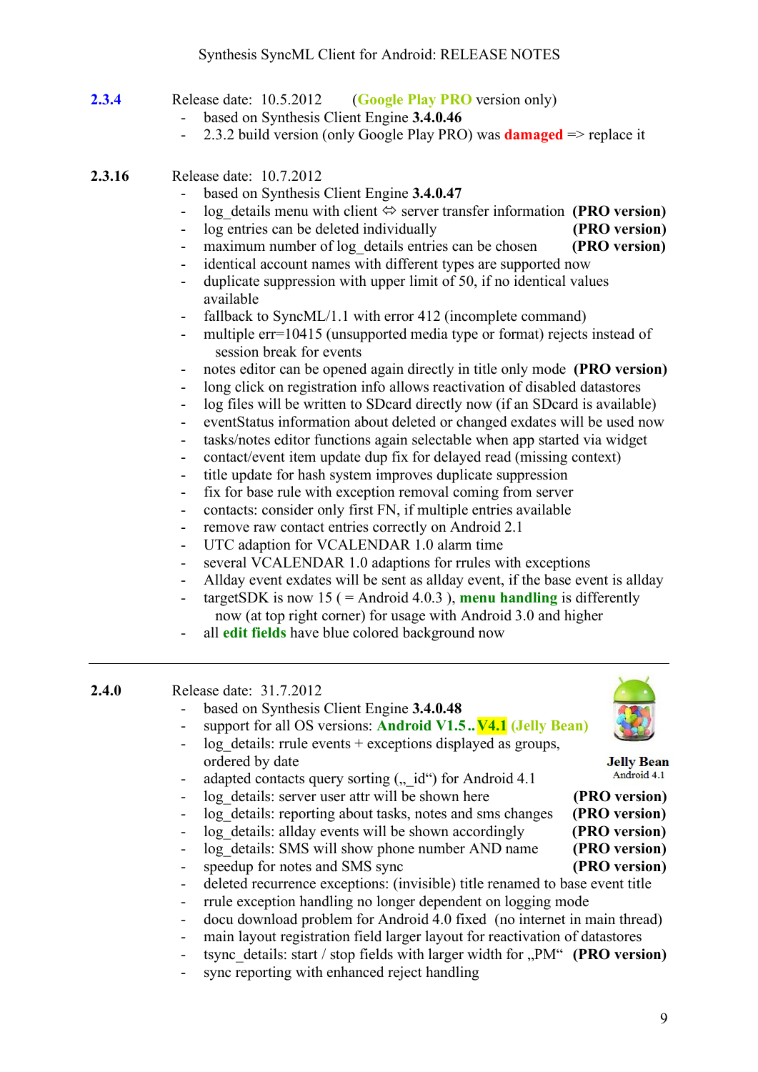**2.3.4** Release date: 10.5.2012 (**Google Play PRO** version only)

- based on Synthesis Client Engine **3.4.0.46**
- 2.3.2 build version (only Google Play PRO) was **damaged** => replace it

**2.3.16** Release date: 10.7.2012

- based on Synthesis Client Engine **3.4.0.47**
- log_details menu with client ⇔ server transfer information **(PRO version)**
- log entries can be deleted individually **(PRO version)**
- maximum number of log_details entries can be chosen **(PRO version)**
- identical account names with different types are supported now
- duplicate suppression with upper limit of 50, if no identical values available
- fallback to SyncML/1.1 with error 412 (incomplete command)
- multiple err=10415 (unsupported media type or format) rejects instead of session break for events
- notes editor can be opened again directly in title only mode **(PRO version)**
- long click on registration info allows reactivation of disabled datastores
- log files will be written to SDcard directly now (if an SDcard is available)
- eventStatus information about deleted or changed exdates will be used now
- tasks/notes editor functions again selectable when app started via widget
- contact/event item update dup fix for delayed read (missing context)
- title update for hash system improves duplicate suppression
- fix for base rule with exception removal coming from server
- contacts: consider only first FN, if multiple entries available
- remove raw contact entries correctly on Android 2.1
- UTC adaption for VCALENDAR 1.0 alarm time
- several VCALENDAR 1.0 adaptions for rrules with exceptions
- Allday event exdates will be sent as allday event, if the base event is allday
- targetSDK is now 15 ( = Android 4.0.3 ), **menu handling** is differently now (at top right corner) for usage with Android 3.0 and higher
- all **edit fields** have blue colored background now

---

**2.4.0** Release date: 31.7.2012

Jelly Bean
Android 4.1

- based on Synthesis Client Engine **3.4.0.48**
- support for all OS versions: **Android V1.5 .. V4.1 (Jelly Bean)**
- log_details: rrule events + exceptions displayed as groups, ordered by date
- adapted contacts query sorting („_id“) for Android 4.1
- log_details: server user attr will be shown here **(PRO version)**
- log_details: reporting about tasks, notes and sms changes **(PRO version)**
- log_details: allday events will be shown accordingly **(PRO version)**
- log_details: SMS will show phone number AND name **(PRO version)**
- speedup for notes and SMS sync **(PRO version)**
- deleted recurrence exceptions: (invisible) title renamed to base event title
- rrule exception handling no longer dependent on logging mode
- docu download problem for Android 4.0 fixed (no internet in main thread)
- main layout registration field larger layout for reactivation of datastores
- tsync_details: start / stop fields with larger width for „PM“ **(PRO version)**
- sync reporting with enhanced reject handling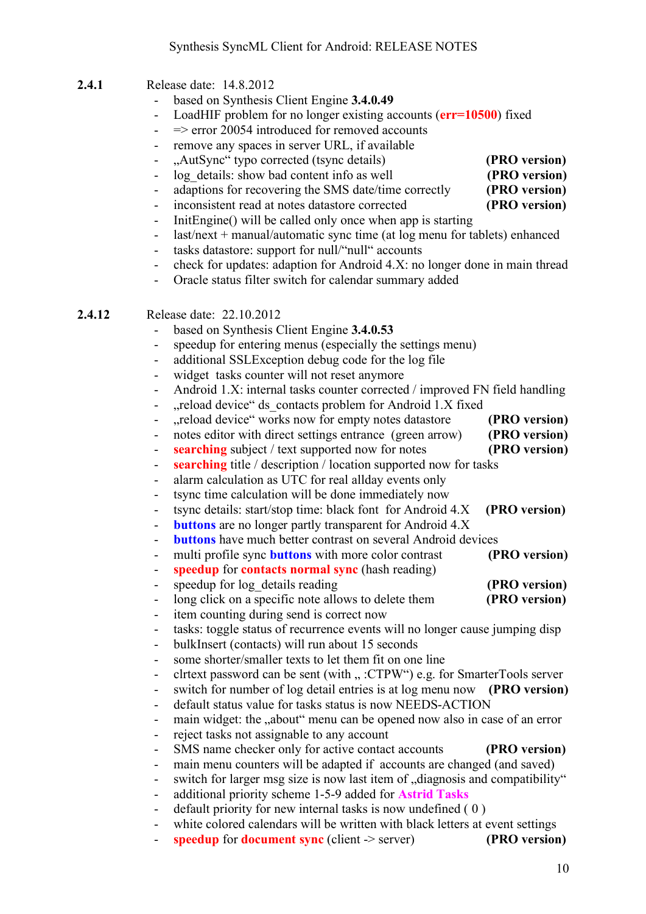**2.4.1** Release date: 14.8.2012

- based on Synthesis Client Engine **3.4.0.49**
- LoadHIF problem for no longer existing accounts (**err=10500**) fixed
- => error 20054 introduced for removed accounts
- remove any spaces in server URL, if available
- „AutSync“ typo corrected (tsync details) **(PRO version)**
- log_details: show bad content info as well **(PRO version)**
- adaptions for recovering the SMS date/time correctly **(PRO version)**
- inconsistent read at notes datastore corrected **(PRO version)**
- InitEngine() will be called only once when app is starting
- last/next + manual/automatic sync time (at log menu for tablets) enhanced
- tasks datastore: support for null/“null“ accounts
- check for updates: adaption for Android 4.X: no longer done in main thread
- Oracle status filter switch for calendar summary added

**2.4.12** Release date: 22.10.2012

- based on Synthesis Client Engine **3.4.0.53**
- speedup for entering menus (especially the settings menu)
- additional SSLException debug code for the log file
- widget tasks counter will not reset anymore
- Android 1.X: internal tasks counter corrected / improved FN field handling
- „reload device“ ds_contacts problem for Android 1.X fixed
- „reload device“ works now for empty notes datastore **(PRO version)**
- notes editor with direct settings entrance (green arrow) **(PRO version)**
- **searching** subject / text supported now for notes **(PRO version)**
- **searching** title / description / location supported now for tasks
- alarm calculation as UTC for real allday events only
- tsync time calculation will be done immediately now
- tsync details: start/stop time: black font for Android 4.X **(PRO version)**
- **buttons** are no longer partly transparent for Android 4.X
- **buttons** have much better contrast on several Android devices
- multi profile sync **buttons** with more color contrast **(PRO version)**
- **speedup** for **contacts normal sync** (hash reading)
- speedup for log_details reading **(PRO version)**
- long click on a specific note allows to delete them **(PRO version)**
- item counting during send is correct now
- tasks: toggle status of recurrence events will no longer cause jumping disp
- bulkInsert (contacts) will run about 15 seconds
- some shorter/smaller texts to let them fit on one line
- clrtext password can be sent (with „ :CTPW“) e.g. for SmarterTools server
- switch for number of log detail entries is at log menu now **(PRO version)**
- default status value for tasks status is now NEEDS-ACTION
- main widget: the „about“ menu can be opened now also in case of an error
- reject tasks not assignable to any account
- SMS name checker only for active contact accounts **(PRO version)**
- main menu counters will be adapted if accounts are changed (and saved)
- switch for larger msg size is now last item of „diagnosis and compatibility“
- additional priority scheme 1-5-9 added for **Astrid Tasks**
- default priority for new internal tasks is now undefined ( 0 )
- white colored calendars will be written with black letters at event settings
- **speedup** for **document sync** (client -> server) **(PRO version)**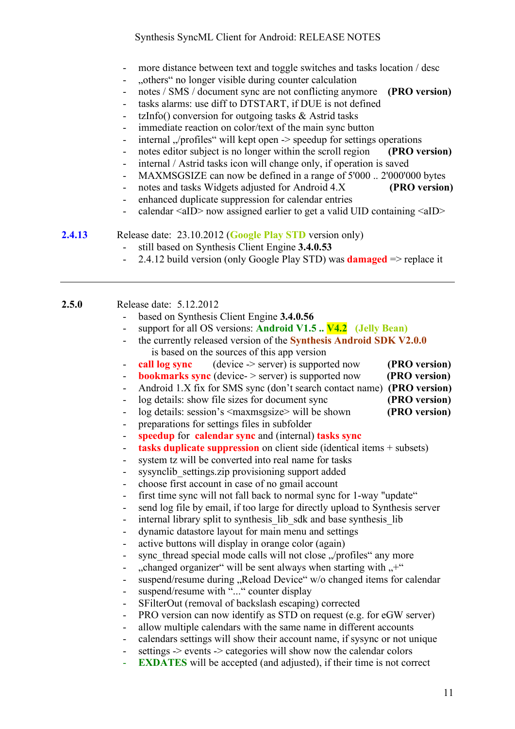- more distance between text and toggle switches and tasks location / desc
- „others“ no longer visible during counter calculation
- notes / SMS / document sync are not conflicting anymore **(PRO version)**
- tasks alarms: use diff to DTSTART, if DUE is not defined
- tzInfo() conversion for outgoing tasks & Astrid tasks
- immediate reaction on color/text of the main sync button
- internal „/profiles“ will kept open -> speedup for settings operations
- notes editor subject is no longer within the scroll region **(PRO version)**
- internal / Astrid tasks icon will change only, if operation is saved
- MAXMSGSIZE can now be defined in a range of 5'000 .. 2'000'000 bytes
- notes and tasks Widgets adjusted for Android 4.X **(PRO version)**
- enhanced duplicate suppression for calendar entries
- calendar <aID> now assigned earlier to get a valid UID containing <aID>

**2.4.13** Release date: 23.10.2012 (**Google Play STD** version only)

- still based on Synthesis Client Engine **3.4.0.53**
- 2.4.12 build version (only Google Play STD) was **damaged** => replace it

---

**2.5.0** Release date: 5.12.2012

- based on Synthesis Client Engine **3.4.0.56**
- support for all OS versions: **Android V1.5 .. V4.2** **(Jelly Bean)**
- the currently released version of the **Synthesis Android SDK V2.0.0** is based on the sources of this app version
- **call log sync** (device -> server) is supported now **(PRO version)**
- **bookmarks sync** (device- > server) is supported now **(PRO version)**
- Android 1.X fix for SMS sync (don't search contact name) **(PRO version)**
- log details: show file sizes for document sync **(PRO version)**
- log details: session's <maxmsgsize> will be shown **(PRO version)**
- preparations for settings files in subfolder
- **speedup** for **calendar sync** and (internal) **tasks sync**
- **tasks duplicate suppression** on client side (identical items + subsets)
- system tz will be converted into real name for tasks
- sysynclib_settings.zip provisioning support added
- choose first account in case of no gmail account
- first time sync will not fall back to normal sync for 1-way "update"
- send log file by email, if too large for directly upload to Synthesis server
- internal library split to synthesis_lib_sdk and base synthesis_lib
- dynamic datastore layout for main menu and settings
- active buttons will display in orange color (again)
- sync_thread special mode calls will not close „/profiles“ any more
- „changed organizer“ will be sent always when starting with „+“
- suspend/resume during „Reload Device“ w/o changed items for calendar
- suspend/resume with “...“ counter display
- SFilterOut (removal of backslash escaping) corrected
- PRO version can now identify as STD on request (e.g. for eGW server)
- allow multiple calendars with the same name in different accounts
- calendars settings will show their account name, if sysync or not unique
- settings -> events -> categories will show now the calendar colors
- **EXDATES** will be accepted (and adjusted), if their time is not correct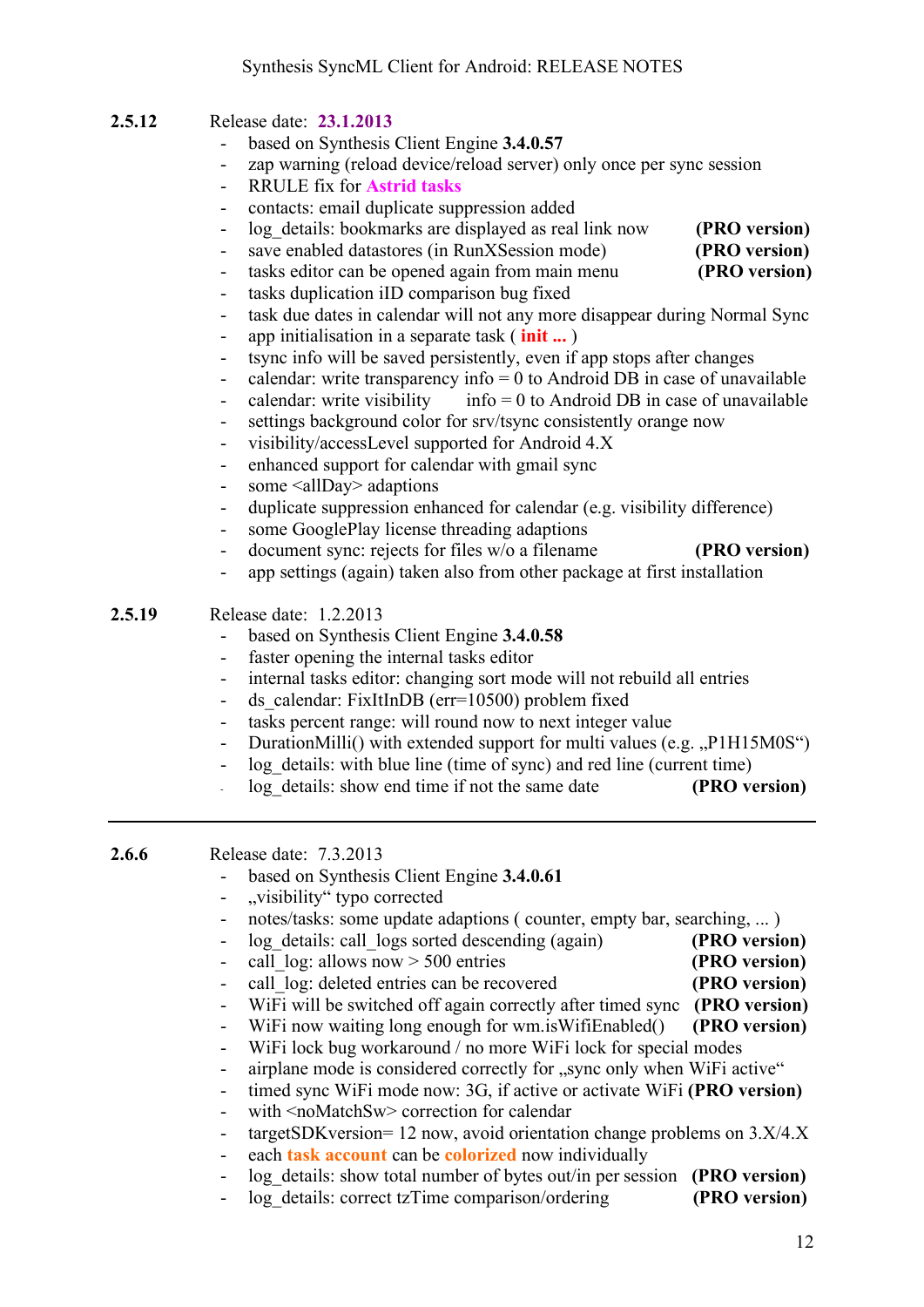**2.5.12** Release date: **23.1.2013**

- based on Synthesis Client Engine **3.4.0.57**
- zap warning (reload device/reload server) only once per sync session
- RRULE fix for **Astrid tasks**
- contacts: email duplicate suppression added
- log_details: bookmarks are displayed as real link now **(PRO version)**
- save enabled datastores (in RunXSession mode) **(PRO version)**
- tasks editor can be opened again from main menu **(PRO version)**
- tasks duplication iID comparison bug fixed
- task due dates in calendar will not any more disappear during Normal Sync
- app initialisation in a separate task ( **init ...** )
- tsync info will be saved persistently, even if app stops after changes
- calendar: write transparency info = 0 to Android DB in case of unavailable
- calendar: write visibility info = 0 to Android DB in case of unavailable
- settings background color for srv/tsync consistently orange now
- visibility/accessLevel supported for Android 4.X
- enhanced support for calendar with gmail sync
- some <allDay> adaptions
- duplicate suppression enhanced for calendar (e.g. visibility difference)
- some GooglePlay license threading adaptions
- document sync: rejects for files w/o a filename **(PRO version)**
- app settings (again) taken also from other package at first installation

**2.5.19** Release date: 1.2.2013

- based on Synthesis Client Engine **3.4.0.58**
- faster opening the internal tasks editor
- internal tasks editor: changing sort mode will not rebuild all entries
- ds_calendar: FixItInDB (err=10500) problem fixed
- tasks percent range: will round now to next integer value
- DurationMilli() with extended support for multi values (e.g. „P1H15M0S")
- log_details: with blue line (time of sync) and red line (current time)
- log_details: show end time if not the same date **(PRO version)**

---

**2.6.6** Release date: 7.3.2013

- based on Synthesis Client Engine **3.4.0.61**
- „visibility" typo corrected
- notes/tasks: some update adaptions ( counter, empty bar, searching, ... )
- log_details: call_logs sorted descending (again) **(PRO version)**
- call_log: allows now > 500 entries **(PRO version)**
- call_log: deleted entries can be recovered **(PRO version)**
- WiFi will be switched off again correctly after timed sync **(PRO version)**
- WiFi now waiting long enough for wm.isWifiEnabled() **(PRO version)**
- WiFi lock bug workaround / no more WiFi lock for special modes
- airplane mode is considered correctly for „sync only when WiFi active"
- timed sync WiFi mode now: 3G, if active or activate WiFi **(PRO version)**
- with <noMatchSw> correction for calendar
- targetSDKversion= 12 now, avoid orientation change problems on 3.X/4.X
- each **task account** can be **colorized** now individually
- log_details: show total number of bytes out/in per session **(PRO version)**
- log_details: correct tzTime comparison/ordering **(PRO version)**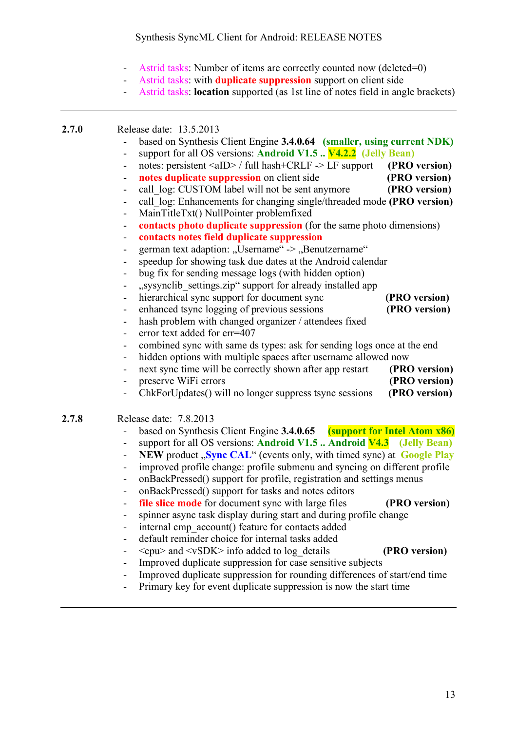- Astrid tasks: Number of items are correctly counted now (deleted=0)
- Astrid tasks: with **duplicate suppression** support on client side
- Astrid tasks: **location** supported (as 1st line of notes field in angle brackets)

---

**2.7.0** Release date: 13.5.2013

- based on Synthesis Client Engine **3.4.0.64** **(smaller, using current NDK)**
- support for all OS versions: **Android V1.5 .. V4.2.2** **(Jelly Bean)**
- notes: persistent <aID> / full hash+CRLF -> LF support **(PRO version)**
- **notes duplicate suppression** on client side **(PRO version)**
- call_log: CUSTOM label will not be sent anymore **(PRO version)**
- call_log: Enhancements for changing single/threaded mode **(PRO version)**
- MainTitleTxt() NullPointer problemfixed
- **contacts photo duplicate suppression** (for the same photo dimensions)
- **contacts notes field duplicate suppression**
- german text adaption: „Username“ -> „Benutzername“
- speedup for showing task due dates at the Android calendar
- bug fix for sending message logs (with hidden option)
- „sysynclib_settings.zip“ support for already installed app
- hierarchical sync support for document sync **(PRO version)**
- enhanced tsync logging of previous sessions **(PRO version)**
- hash problem with changed organizer / attendees fixed
- error text added for err=407
- combined sync with same ds types: ask for sending logs once at the end
- hidden options with multiple spaces after username allowed now
- next sync time will be correctly shown after app restart **(PRO version)**
- preserve WiFi errors **(PRO version)**
- ChkForUpdates() will no longer suppress tsync sessions **(PRO version)**

**2.7.8** Release date: 7.8.2013

- based on Synthesis Client Engine **3.4.0.65** **(support for Intel Atom x86)**
- support for all OS versions: **Android V1.5 .. Android V4.3** **(Jelly Bean)**
- **NEW** product „**Sync CAL**“ (events only, with timed sync) at **Google Play**
- improved profile change: profile submenu and syncing on different profile
- onBackPressed() support for profile, registration and settings menus
- onBackPressed() support for tasks and notes editors
- **file slice mode** for document sync with large files **(PRO version)**
- spinner async task display during start and during profile change
- internal cmp_account() feature for contacts added
- default reminder choice for internal tasks added
- <cpu> and <vSDK> info added to log_details **(PRO version)**
- Improved duplicate suppression for case sensitive subjects
- Improved duplicate suppression for rounding differences of start/end time
- Primary key for event duplicate suppression is now the start time

---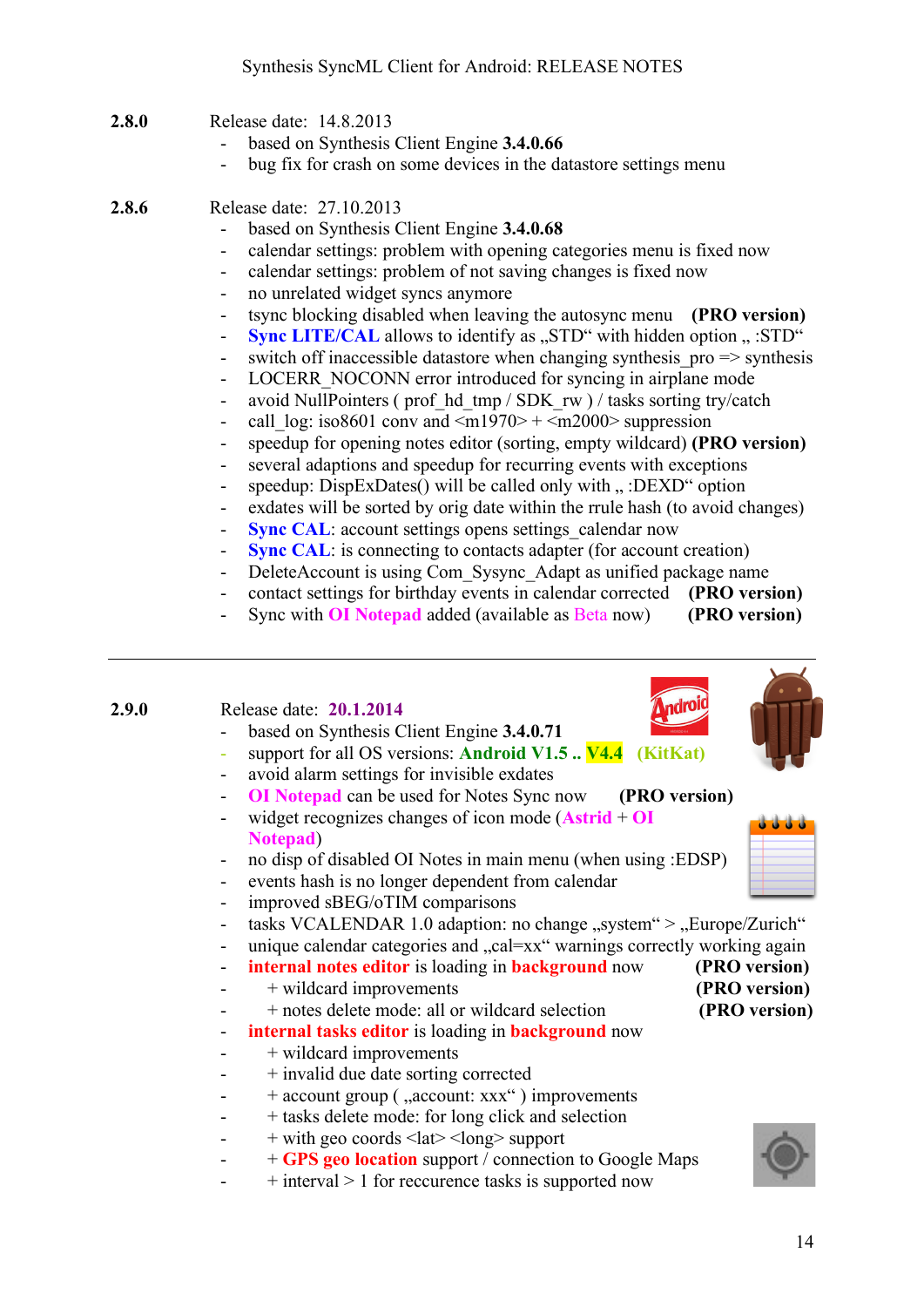Synthesis SyncML Client for Android: RELEASE NOTES

**2.8.0** Release date: 14.8.2013

- based on Synthesis Client Engine **3.4.0.66**
- bug fix for crash on some devices in the datastore settings menu

**2.8.6** Release date: 27.10.2013

- based on Synthesis Client Engine **3.4.0.68**
- calendar settings: problem with opening categories menu is fixed now
- calendar settings: problem of not saving changes is fixed now
- no unrelated widget syncs anymore
- tsync blocking disabled when leaving the autosync menu **(PRO version)**
- **Sync LITE/CAL** allows to identify as „STD" with hidden option „ :STD"
- switch off inaccessible datastore when changing synthesis_pro => synthesis
- LOCERR_NOCONN error introduced for syncing in airplane mode
- avoid NullPointers ( prof_hd_tmp / SDK_rw ) / tasks sorting try/catch
- call_log: iso8601 conv and <m1970> + <m2000> suppression
- speedup for opening notes editor (sorting, empty wildcard) **(PRO version)**
- several adaptions and speedup for recurring events with exceptions
- speedup: DispExDates() will be called only with „ :DEXD" option
- exdates will be sorted by orig date within the rrule hash (to avoid changes)
- **Sync CAL**: account settings opens settings_calendar now
- **Sync CAL**: is connecting to contacts adapter (for account creation)
- DeleteAccount is using Com_Sysync_Adapt as unified package name
- contact settings for birthday events in calendar corrected **(PRO version)**
- Sync with **OI Notepad** added (available as Beta now) **(PRO version)**

---

**2.9.0** Release date: **20.1.2014**

- based on Synthesis Client Engine **3.4.0.71**
- support for all OS versions: **Android V1.5 .. V4.4** **(KitKat)**
- avoid alarm settings for invisible exdates
- **OI Notepad** can be used for Notes Sync now **(PRO version)**
- widget recognizes changes of icon mode (**Astrid** + **OI Notepad**)
- no disp of disabled OI Notes in main menu (when using :EDSP)
- events hash is no longer dependent from calendar
- improved sBEG/oTIM comparisons
- tasks VCALENDAR 1.0 adaption: no change „system" > „Europe/Zurich"
- unique calendar categories and „cal=xx" warnings correctly working again
- **internal notes editor** is loading in **background** now **(PRO version)**
- + wildcard improvements **(PRO version)**
- + notes delete mode: all or wildcard selection **(PRO version)**
- **internal tasks editor** is loading in **background** now
- + wildcard improvements
- + invalid due date sorting corrected
- + account group ( „account: xxx" ) improvements
- + tasks delete mode: for long click and selection
- + with geo coords <lat> <long> support
- + **GPS geo location** support / connection to Google Maps
- + interval > 1 for reccurence tasks is supported now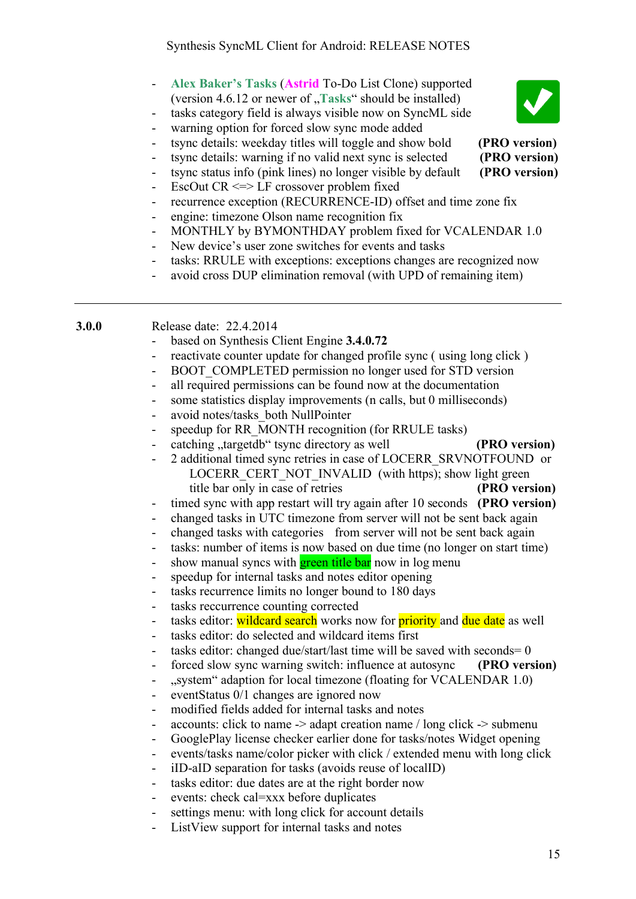- Alex Baker's Tasks (Astrid To-Do List Clone) supported (version 4.6.12 or newer of „Tasks“ should be installed)
- tasks category field is always visible now on SyncML side
- warning option for forced slow sync mode added
- tsync details: weekday titles will toggle and show bold **(PRO version)**
- tsync details: warning if no valid next sync is selected **(PRO version)**
- tsync status info (pink lines) no longer visible by default **(PRO version)**
- EscOut CR <=> LF crossover problem fixed
- recurrence exception (RECURRENCE-ID) offset and time zone fix
- engine: timezone Olson name recognition fix
- MONTHLY by BYMONTHDAY problem fixed for VCALENDAR 1.0
- New device's user zone switches for events and tasks
- tasks: RRULE with exceptions: exceptions changes are recognized now
- avoid cross DUP elimination removal (with UPD of remaining item)

---

**3.0.0** Release date: 22.4.2014

- based on Synthesis Client Engine **3.4.0.72**
- reactivate counter update for changed profile sync ( using long click )
- BOOT_COMPLETED permission no longer used for STD version
- all required permissions can be found now at the documentation
- some statistics display improvements (n calls, but 0 milliseconds)
- avoid notes/tasks_both NullPointer
- speedup for RR_MONTH recognition (for RRULE tasks)
- catching „targetdb“ tsync directory as well **(PRO version)**
- 2 additional timed sync retries in case of LOCERR_SRVNOTFOUND or LOCERR_CERT_NOT_INVALID (with https); show light green title bar only in case of retries **(PRO version)**
- timed sync with app restart will try again after 10 seconds **(PRO version)**
- changed tasks in UTC timezone from server will not be sent back again
- changed tasks with categories from server will not be sent back again
- tasks: number of items is now based on due time (no longer on start time)
- show manual syncs with green title bar now in log menu
- speedup for internal tasks and notes editor opening
- tasks recurrence limits no longer bound to 180 days
- tasks reccurrence counting corrected
- tasks editor: wildcard search works now for priority and due date as well
- tasks editor: do selected and wildcard items first
- tasks editor: changed due/start/last time will be saved with seconds= 0
- forced slow sync warning switch: influence at autosync **(PRO version)**
- „system“ adaption for local timezone (floating for VCALENDAR 1.0)
- eventStatus 0/1 changes are ignored now
- modified fields added for internal tasks and notes
- accounts: click to name -> adapt creation name / long click -> submenu
- GooglePlay license checker earlier done for tasks/notes Widget opening
- events/tasks name/color picker with click / extended menu with long click
- iID-aID separation for tasks (avoids reuse of localID)
- tasks editor: due dates are at the right border now
- events: check cal=xxx before duplicates
- settings menu: with long click for account details
- ListView support for internal tasks and notes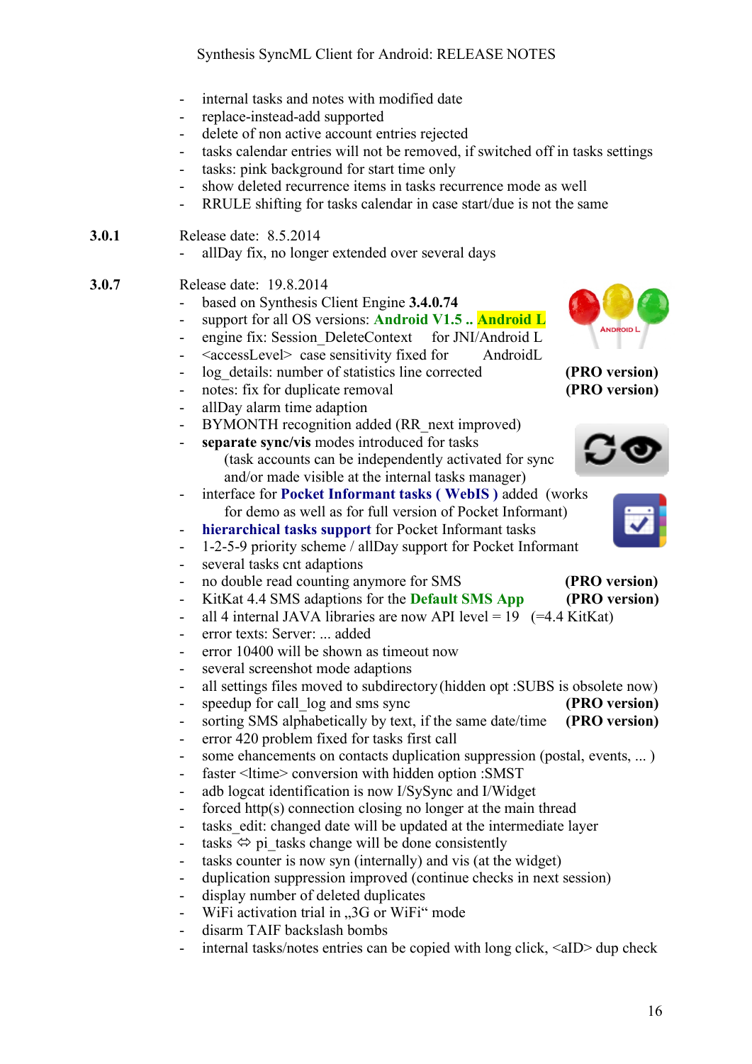- internal tasks and notes with modified date
- replace-instead-add supported
- delete of non active account entries rejected
- tasks calendar entries will not be removed, if switched off in tasks settings
- tasks: pink background for start time only
- show deleted recurrence items in tasks recurrence mode as well
- RRULE shifting for tasks calendar in case start/due is not the same

**3.0.1** Release date: 8.5.2014

- allDay fix, no longer extended over several days

**3.0.7** Release date: 19.8.2014

- based on Synthesis Client Engine **3.4.0.74**
- support for all OS versions: **Android V1.5 .. Android L**
- engine fix: Session_DeleteContext for JNI/Android L
- <accessLevel> case sensitivity fixed for AndroidL
- log_details: number of statistics line corrected **(PRO version)**
- notes: fix for duplicate removal **(PRO version)**
- allDay alarm time adaption
- BYMONTH recognition added (RR_next improved)
- **separate sync/vis** modes introduced for tasks
  (task accounts can be independently activated for sync and/or made visible at the internal tasks manager)
- interface for **Pocket Informant tasks ( WebIS )** added (works for demo as well as for full version of Pocket Informant)
- **hierarchical tasks support** for Pocket Informant tasks
- 1-2-5-9 priority scheme / allDay support for Pocket Informant
- several tasks cnt adaptions
- no double read counting anymore for SMS **(PRO version)**
- KitKat 4.4 SMS adaptions for the **Default SMS App** **(PRO version)**
- all 4 internal JAVA libraries are now API level = 19 (=4.4 KitKat)
- error texts: Server: ... added
- error 10400 will be shown as timeout now
- several screenshot mode adaptions
- all settings files moved to subdirectory (hidden opt :SUBS is obsolete now)
- speedup for call_log and sms sync **(PRO version)**
- sorting SMS alphabetically by text, if the same date/time **(PRO version)**
- error 420 problem fixed for tasks first call
- some ehancements on contacts duplication suppression (postal, events, ... )
- faster <ltime> conversion with hidden option :SMST
- adb logcat identification is now I/SySync and I/Widget
- forced http(s) connection closing no longer at the main thread
- tasks_edit: changed date will be updated at the intermediate layer
- tasks ⇔ pi_tasks change will be done consistently
- tasks counter is now syn (internally) and vis (at the widget)
- duplication suppression improved (continue checks in next session)
- display number of deleted duplicates
- WiFi activation trial in „3G or WiFi“ mode
- disarm TAIF backslash bombs
- internal tasks/notes entries can be copied with long click, <aID> dup check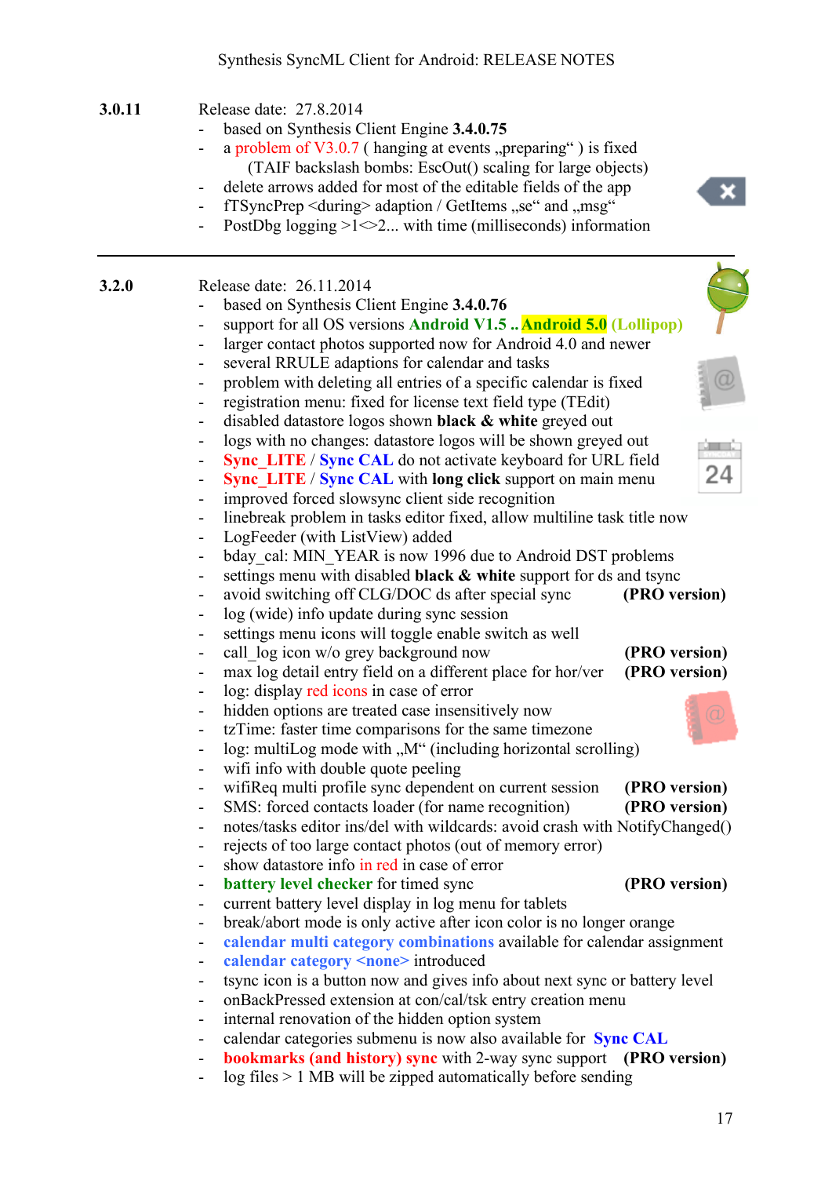Synthesis SyncML Client for Android: RELEASE NOTES

**3.0.11** Release date: 27.8.2014

- based on Synthesis Client Engine **3.4.0.75**
- a problem of V3.0.7 ( hanging at events „preparing" ) is fixed
  (TAIF backslash bombs: EscOut() scaling for large objects)
- delete arrows added for most of the editable fields of the app
- fTSyncPrep <during> adaption / GetItems „se" and „msg"
- PostDbg logging >1<>2... with time (milliseconds) information

---

**3.2.0** Release date: 26.11.2014

- based on Synthesis Client Engine **3.4.0.76**
- support for all OS versions **Android V1.5 .. Android 5.0 (Lollipop)**
- larger contact photos supported now for Android 4.0 and newer
- several RRULE adaptions for calendar and tasks
- problem with deleting all entries of a specific calendar is fixed
- registration menu: fixed for license text field type (TEdit)
- disabled datastore logos shown **black & white** greyed out
- logs with no changes: datastore logos will be shown greyed out
- **Sync_LITE** / **Sync CAL** do not activate keyboard for URL field
- **Sync_LITE** / **Sync CAL** with **long click** support on main menu
- improved forced slowsync client side recognition
- linebreak problem in tasks editor fixed, allow multiline task title now
- LogFeeder (with ListView) added
- bday_cal: MIN_YEAR is now 1996 due to Android DST problems
- settings menu with disabled **black & white** support for ds and tsync
- avoid switching off CLG/DOC ds after special sync **(PRO version)**
- log (wide) info update during sync session
- settings menu icons will toggle enable switch as well
- call_log icon w/o grey background now **(PRO version)**
- max log detail entry field on a different place for hor/ver **(PRO version)**
- log: display red icons in case of error
- hidden options are treated case insensitively now
- tzTime: faster time comparisons for the same timezone
- log: multiLog mode with „M" (including horizontal scrolling)
- wifi info with double quote peeling
- wifiReq multi profile sync dependent on current session **(PRO version)**
- SMS: forced contacts loader (for name recognition) **(PRO version)**
- notes/tasks editor ins/del with wildcards: avoid crash with NotifyChanged()
- rejects of too large contact photos (out of memory error)
- show datastore info in red in case of error
- **battery level checker** for timed sync **(PRO version)**
- current battery level display in log menu for tablets
- break/abort mode is only active after icon color is no longer orange
- **calendar multi category combinations** available for calendar assignment
- **calendar category <none>** introduced
- tsync icon is a button now and gives info about next sync or battery level
- onBackPressed extension at con/cal/tsk entry creation menu
- internal renovation of the hidden option system
- calendar categories submenu is now also available for **Sync CAL**
- **bookmarks (and history) sync** with 2-way sync support **(PRO version)**
- log files > 1 MB will be zipped automatically before sending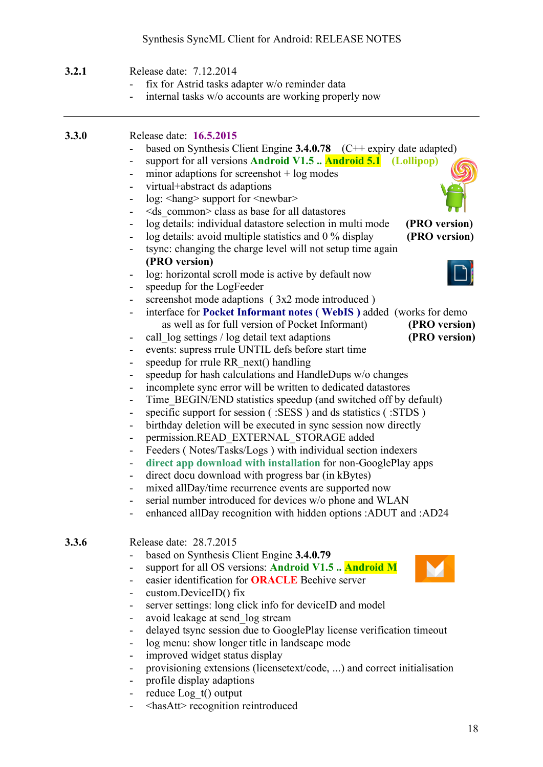**3.2.1** Release date: 7.12.2014

- fix for Astrid tasks adapter w/o reminder data
- internal tasks w/o accounts are working properly now

---

**3.3.0** Release date: **16.5.2015**

- based on Synthesis Client Engine **3.4.0.78** (C++ expiry date adapted)
- support for all versions **Android V1.5 .. Android 5.1** **(Lollipop)**
- minor adaptions for screenshot + log modes
- virtual+abstract ds adaptions
- log: <hang> support for <newbar>
- <ds_common> class as base for all datastores
- log details: individual datastore selection in multi mode **(PRO version)**
- log details: avoid multiple statistics and 0 % display **(PRO version)**
- tsync: changing the charge level will not setup time again **(PRO version)**
- log: horizontal scroll mode is active by default now
- speedup for the LogFeeder
- screenshot mode adaptions ( 3x2 mode introduced )
- interface for **Pocket Informant notes ( WebIS )** added (works for demo as well as for full version of Pocket Informant) **(PRO version)**
- call_log settings / log detail text adaptions **(PRO version)**
- events: supress rrule UNTIL defs before start time
- speedup for rrule RR_next() handling
- speedup for hash calculations and HandleDups w/o changes
- incomplete sync error will be written to dedicated datastores
- Time_BEGIN/END statistics speedup (and switched off by default)
- specific support for session ( :SESS ) and ds statistics ( :STDS )
- birthday deletion will be executed in sync session now directly
- permission.READ_EXTERNAL_STORAGE added
- Feeders ( Notes/Tasks/Logs ) with individual section indexers
- **direct app download with installation** for non-GooglePlay apps
- direct docu download with progress bar (in kBytes)
- mixed allDay/time recurrence events are supported now
- serial number introduced for devices w/o phone and WLAN
- enhanced allDay recognition with hidden options :ADUT and :AD24

**3.3.6** Release date: 28.7.2015

- based on Synthesis Client Engine **3.4.0.79**
- support for all OS versions: **Android V1.5 .. Android M**
- easier identification for **ORACLE** Beehive server
- custom.DeviceID() fix
- server settings: long click info for deviceID and model
- avoid leakage at send_log stream
- delayed tsync session due to GooglePlay license verification timeout
- log menu: show longer title in landscape mode
- improved widget status display
- provisioning extensions (licensetext/code, ...) and correct initialisation
- profile display adaptions
- reduce Log_t() output
- <hasAtt> recognition reintroduced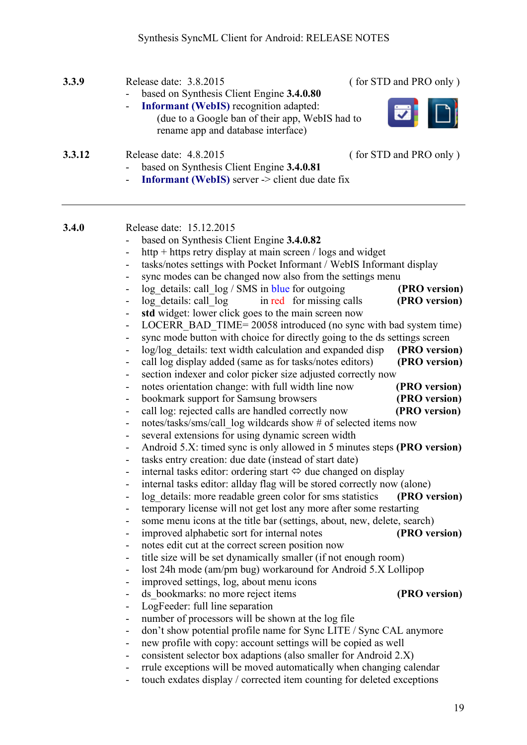**3.3.9** Release date: 3.8.2015 ( for STD and PRO only )

- based on Synthesis Client Engine **3.4.0.80**
- **Informant (WebIS)** recognition adapted:
  (due to a Google ban of their app, WebIS had to rename app and database interface)

**3.3.12** Release date: 4.8.2015 ( for STD and PRO only )

- based on Synthesis Client Engine **3.4.0.81**
- **Informant (WebIS)** server -> client due date fix

---

**3.4.0** Release date: 15.12.2015

- based on Synthesis Client Engine **3.4.0.82**
- http + https retry display at main screen / logs and widget
- tasks/notes settings with Pocket Informant / WebIS Informant display
- sync modes can be changed now also from the settings menu
- log_details: call_log / SMS in blue for outgoing **(PRO version)**
- log_details: call_log in red for missing calls **(PRO version)**
- **std** widget: lower click goes to the main screen now
- LOCERR_BAD_TIME= 20058 introduced (no sync with bad system time)
- sync mode button with choice for directly going to the ds settings screen
- log/log_details: text width calculation and expanded disp **(PRO version)**
- call log display added (same as for tasks/notes editors) **(PRO version)**
- section indexer and color picker size adjusted correctly now
- notes orientation change: with full width line now **(PRO version)**
- bookmark support for Samsung browsers **(PRO version)**
- call log: rejected calls are handled correctly now **(PRO version)**
- notes/tasks/sms/call_log wildcards show # of selected items now
- several extensions for using dynamic screen width
- Android 5.X: timed sync is only allowed in 5 minutes steps **(PRO version)**
- tasks entry creation: due date (instead of start date)
- internal tasks editor: ordering start ⇔ due changed on display
- internal tasks editor: allday flag will be stored correctly now (alone)
- log_details: more readable green color for sms statistics **(PRO version)**
- temporary license will not get lost any more after some restarting
- some menu icons at the title bar (settings, about, new, delete, search)
- improved alphabetic sort for internal notes **(PRO version)**
- notes edit cut at the correct screen position now
- title size will be set dynamically smaller (if not enough room)
- lost 24h mode (am/pm bug) workaround for Android 5.X Lollipop
- improved settings, log, about menu icons
- ds_bookmarks: no more reject items **(PRO version)**
- LogFeeder: full line separation
- number of processors will be shown at the log file
- don't show potential profile name for Sync LITE / Sync CAL anymore
- new profile with copy: account settings will be copied as well
- consistent selector box adaptions (also smaller for Android 2.X)
- rrule exceptions will be moved automatically when changing calendar
- touch exdates display / corrected item counting for deleted exceptions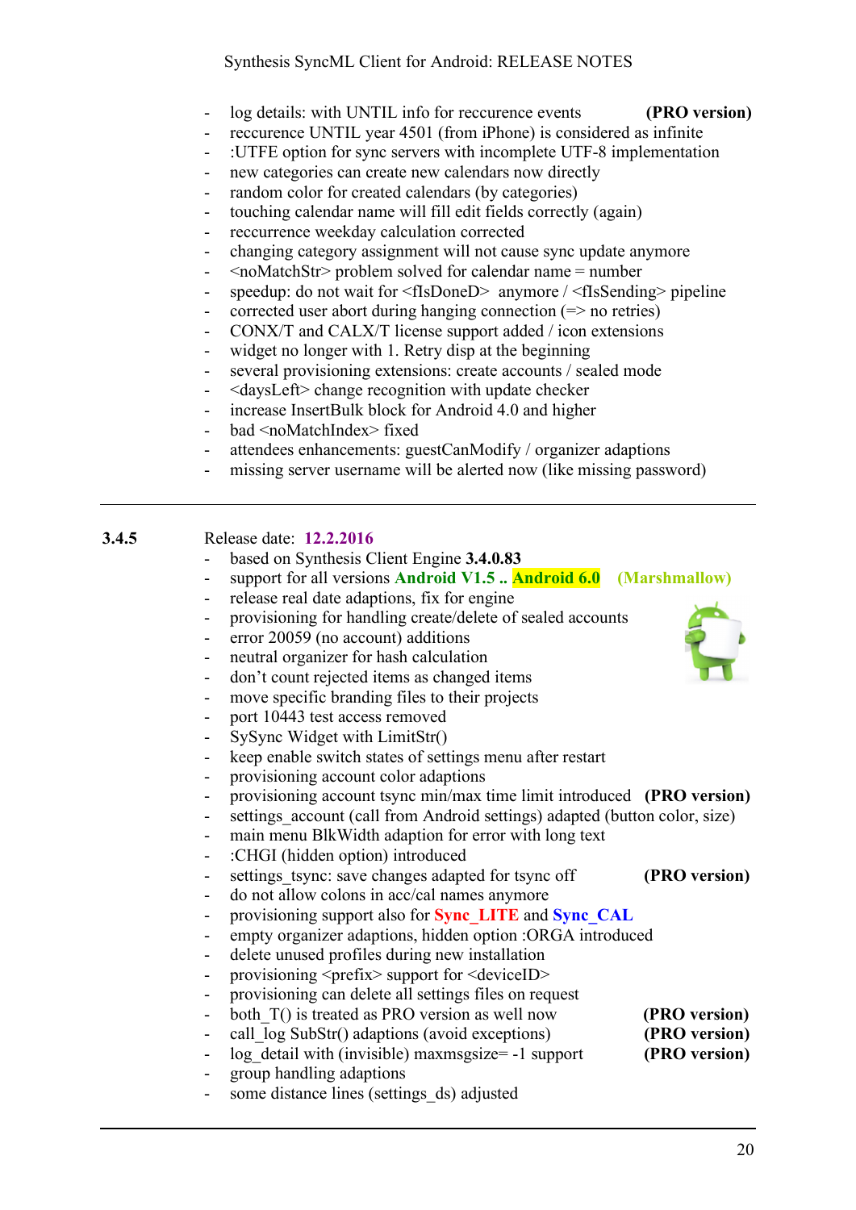- log details: with UNTIL info for reccurence events **(PRO version)**
- reccurence UNTIL year 4501 (from iPhone) is considered as infinite
- :UTFE option for sync servers with incomplete UTF-8 implementation
- new categories can create new calendars now directly
- random color for created calendars (by categories)
- touching calendar name will fill edit fields correctly (again)
- reccurrence weekday calculation corrected
- changing category assignment will not cause sync update anymore
- <noMatchStr> problem solved for calendar name = number
- speedup: do not wait for <fIsDoneD> anymore / <fIsSending> pipeline
- corrected user abort during hanging connection (=> no retries)
- CONX/T and CALX/T license support added / icon extensions
- widget no longer with 1. Retry disp at the beginning
- several provisioning extensions: create accounts / sealed mode
- <daysLeft> change recognition with update checker
- increase InsertBulk block for Android 4.0 and higher
- bad <noMatchIndex> fixed
- attendees enhancements: guestCanModify / organizer adaptions
- missing server username will be alerted now (like missing password)

---

**3.4.5** Release date: **12.2.2016**

- based on Synthesis Client Engine **3.4.0.83**
- support for all versions **Android V1.5 .. Android 6.0** **(Marshmallow)**
- release real date adaptions, fix for engine
- provisioning for handling create/delete of sealed accounts
- error 20059 (no account) additions
- neutral organizer for hash calculation
- don't count rejected items as changed items
- move specific branding files to their projects
- port 10443 test access removed
- SySync Widget with LimitStr()
- keep enable switch states of settings menu after restart
- provisioning account color adaptions
- provisioning account tsync min/max time limit introduced **(PRO version)**
- settings_account (call from Android settings) adapted (button color, size)
- main menu BlkWidth adaption for error with long text
- :CHGI (hidden option) introduced
- settings_tsync: save changes adapted for tsync off **(PRO version)**
- do not allow colons in acc/cal names anymore
- provisioning support also for **Sync_LITE** and **Sync_CAL**
- empty organizer adaptions, hidden option :ORGA introduced
- delete unused profiles during new installation
- provisioning <prefix> support for <deviceID>
- provisioning can delete all settings files on request
- both_T() is treated as PRO version as well now **(PRO version)**
- call_log SubStr() adaptions (avoid exceptions) **(PRO version)**
- log_detail with (invisible) maxmsgsize= -1 support **(PRO version)**
- group handling adaptions
- some distance lines (settings_ds) adjusted

---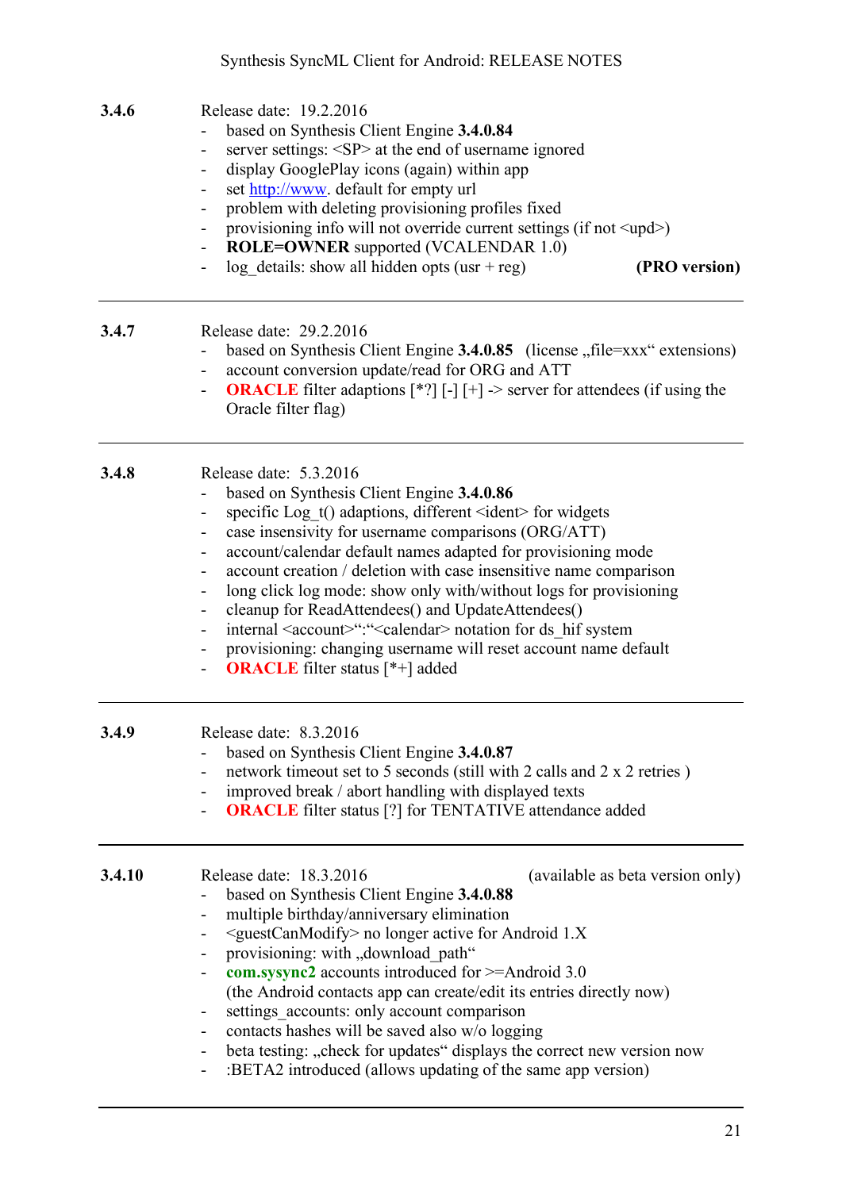**3.4.6** Release date: 19.2.2016

- based on Synthesis Client Engine **3.4.0.84**
- server settings: <SP> at the end of username ignored
- display GooglePlay icons (again) within app
- set http://www. default for empty url
- problem with deleting provisioning profiles fixed
- provisioning info will not override current settings (if not <upd>)
- **ROLE=OWNER** supported (VCALENDAR 1.0)
- log_details: show all hidden opts (usr + reg) **(PRO version)**

---

**3.4.7** Release date: 29.2.2016

- based on Synthesis Client Engine **3.4.0.85** (license „file=xxx" extensions)
- account conversion update/read for ORG and ATT
- **ORACLE** filter adaptions [*?] [-] [+] -> server for attendees (if using the Oracle filter flag)

---

**3.4.8** Release date: 5.3.2016

- based on Synthesis Client Engine **3.4.0.86**
- specific Log_t() adaptions, different <ident> for widgets
- case insensitivity for username comparisons (ORG/ATT)
- account/calendar default names adapted for provisioning mode
- account creation / deletion with case insensitive name comparison
- long click log mode: show only with/without logs for provisioning
- cleanup for ReadAttendees() and UpdateAttendees()
- internal <account>":"<calendar> notation for ds_hif system
- provisioning: changing username will reset account name default
- **ORACLE** filter status [*+] added

---

**3.4.9** Release date: 8.3.2016

- based on Synthesis Client Engine **3.4.0.87**
- network timeout set to 5 seconds (still with 2 calls and 2 x 2 retries )
- improved break / abort handling with displayed texts
- **ORACLE** filter status [?] for TENTATIVE attendance added

---

**3.4.10** Release date: 18.3.2016 (available as beta version only)

- based on Synthesis Client Engine **3.4.0.88**
- multiple birthday/anniversary elimination
- <guestCanModify> no longer active for Android 1.X
- provisioning: with „download_path"
- **com.sysync2** accounts introduced for >=Android 3.0 (the Android contacts app can create/edit its entries directly now)
- settings_accounts: only account comparison
- contacts hashes will be saved also w/o logging
- beta testing: „check for updates" displays the correct new version now
- :BETA2 introduced (allows updating of the same app version)

---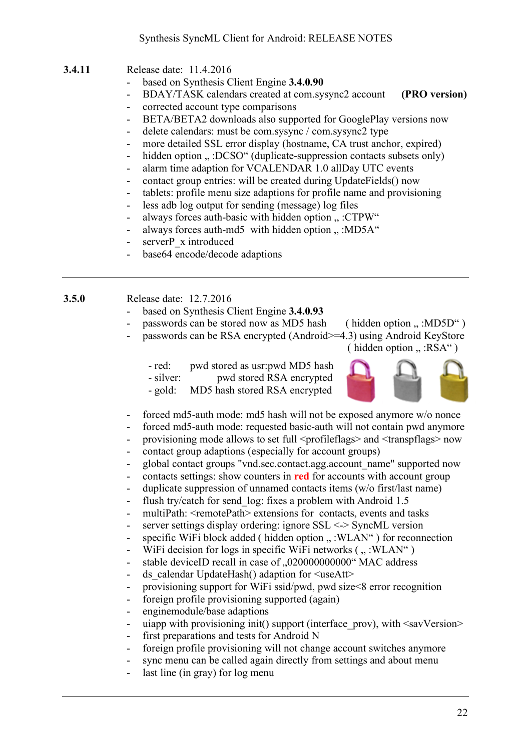## 3.4.11

Release date: 11.4.2016

- based on Synthesis Client Engine **3.4.0.90**
- BDAY/TASK calendars created at com.sysync2 account **(PRO version)**
- corrected account type comparisons
- BETA/BETA2 downloads also supported for GooglePlay versions now
- delete calendars: must be com.sysync / com.sysync2 type
- more detailed SSL error display (hostname, CA trust anchor, expired)
- hidden option „ :DCSO" (duplicate-suppression contacts subsets only)
- alarm time adaption for VCALENDAR 1.0 allDay UTC events
- contact group entries: will be created during UpdateFields() now
- tablets: profile menu size adaptions for profile name and provisioning
- less adb log output for sending (message) log files
- always forces auth-basic with hidden option „ :CTPW"
- always forces auth-md5 with hidden option „ :MD5A"
- serverP_x introduced
- base64 encode/decode adaptions

---

## 3.5.0

Release date: 12.7.2016

- based on Synthesis Client Engine **3.4.0.93**
- passwords can be stored now as MD5 hash ( hidden option „ :MD5D" )
- passwords can be RSA encrypted (Android>=4.3) using Android KeyStore ( hidden option „ :RSA" )

  - red: pwd stored as usr:pwd MD5 hash
  - silver: pwd stored RSA encrypted
  - gold: MD5 hash stored RSA encrypted

- forced md5-auth mode: md5 hash will not be exposed anymore w/o nonce
- forced md5-auth mode: requested basic-auth will not contain pwd anymore
- provisioning mode allows to set full <profileflags> and <transpflags> now
- contact group adaptions (especially for account groups)
- global contact groups "vnd.sec.contact.agg.account_name" supported now
- contacts settings: show counters in **red** for accounts with account group
- duplicate suppression of unnamed contacts items (w/o first/last name)
- flush try/catch for send_log: fixes a problem with Android 1.5
- multiPath: <remotePath> extensions for contacts, events and tasks
- server settings display ordering: ignore SSL <-> SyncML version
- specific WiFi block added ( hidden option „ :WLAN" ) for reconnection
- WiFi decision for logs in specific WiFi networks ( „ :WLAN" )
- stable deviceID recall in case of „020000000000" MAC address
- ds_calendar UpdateHash() adaption for <useAtt>
- provisioning support for WiFi ssid/pwd, pwd size<8 error recognition
- foreign profile provisioning supported (again)
- enginemodule/base adaptions
- uiapp with provisioning init() support (interface_prov), with <savVersion>
- first preparations and tests for Android N
- foreign profile provisioning will not change account switches anymore
- sync menu can be called again directly from settings and about menu
- last line (in gray) for log menu

---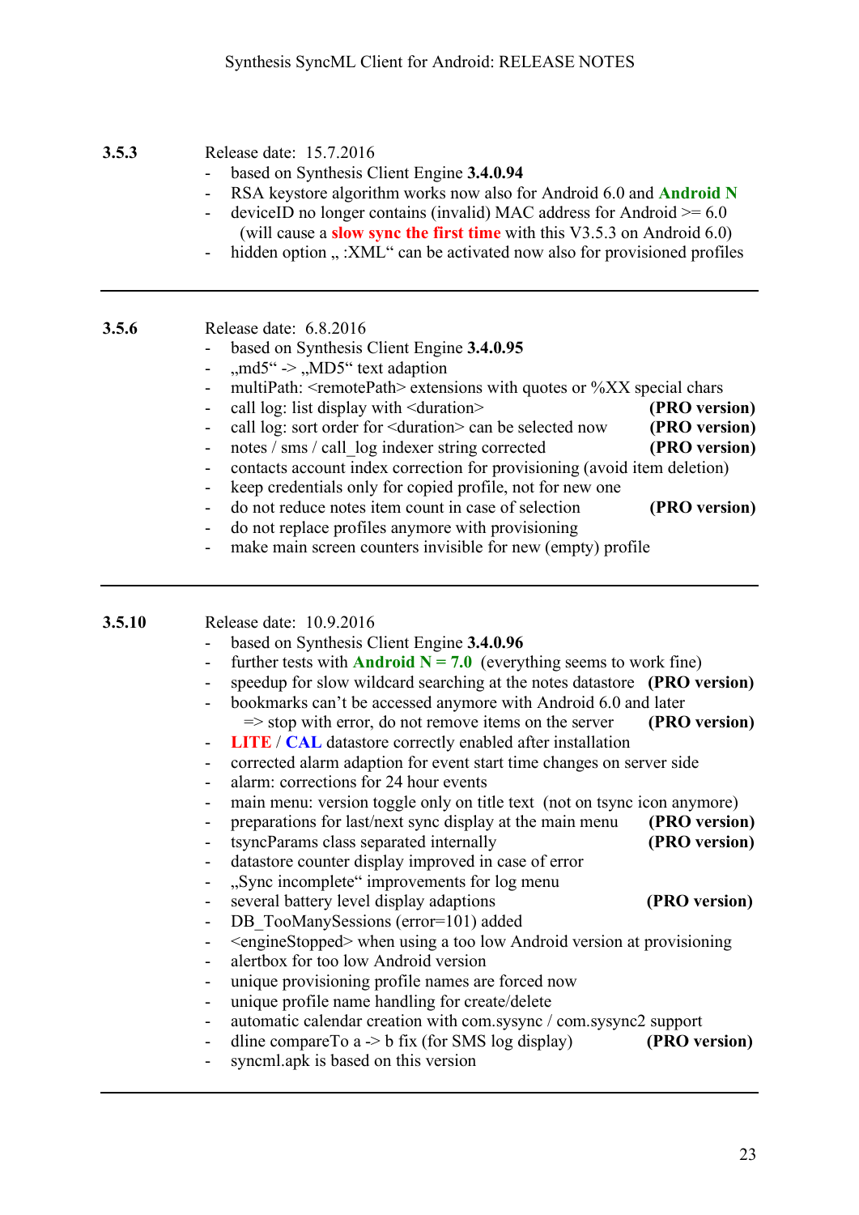## 3.5.3

Release date: 15.7.2016

- based on Synthesis Client Engine **3.4.0.94**
- RSA keystore algorithm works now also for Android 6.0 and **Android N**
- deviceID no longer contains (invalid) MAC address for Android >= 6.0 (will cause a **slow sync the first time** with this V3.5.3 on Android 6.0)
- hidden option „ :XML" can be activated now also for provisioned profiles

---

## 3.5.6

Release date: 6.8.2016

- based on Synthesis Client Engine **3.4.0.95**
- „md5" -> „MD5" text adaption
- multiPath: <remotePath> extensions with quotes or %XX special chars
- call log: list display with <duration> **(PRO version)**
- call log: sort order for <duration> can be selected now **(PRO version)**
- notes / sms / call_log indexer string corrected **(PRO version)**
- contacts account index correction for provisioning (avoid item deletion)
- keep credentials only for copied profile, not for new one
- do not reduce notes item count in case of selection **(PRO version)**
- do not replace profiles anymore with provisioning
- make main screen counters invisible for new (empty) profile

---

## 3.5.10

Release date: 10.9.2016

- based on Synthesis Client Engine **3.4.0.96**
- further tests with **Android N = 7.0** (everything seems to work fine)
- speedup for slow wildcard searching at the notes datastore **(PRO version)**
- bookmarks can't be accessed anymore with Android 6.0 and later => stop with error, do not remove items on the server **(PRO version)**
- **LITE** / **CAL** datastore correctly enabled after installation
- corrected alarm adaption for event start time changes on server side
- alarm: corrections for 24 hour events
- main menu: version toggle only on title text (not on tsync icon anymore)
- preparations for last/next sync display at the main menu **(PRO version)**
- tsyncParams class separated internally **(PRO version)**
- datastore counter display improved in case of error
- „Sync incomplete" improvements for log menu
- several battery level display adaptions **(PRO version)**
- DB_TooManySessions (error=101) added
- <engineStopped> when using a too low Android version at provisioning
- alertbox for too low Android version
- unique provisioning profile names are forced now
- unique profile name handling for create/delete
- automatic calendar creation with com.sysync / com.sysync2 support
- dline compareTo a -> b fix (for SMS log display) **(PRO version)**
- syncml.apk is based on this version

---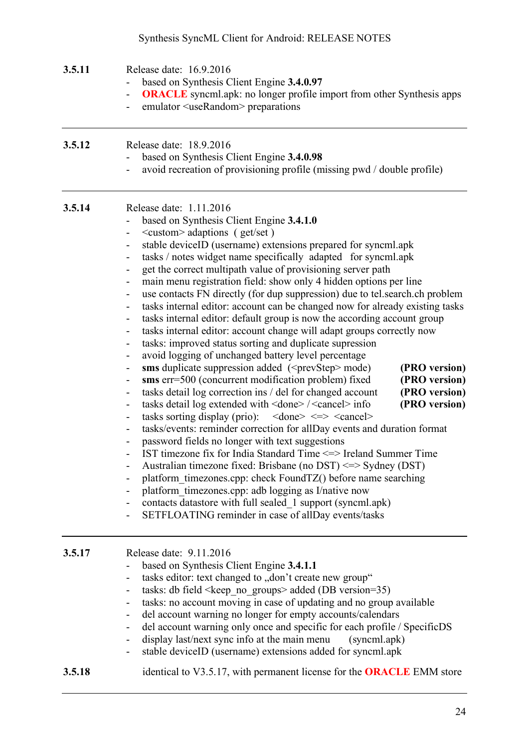**3.5.11** Release date: 16.9.2016

- based on Synthesis Client Engine **3.4.0.97**
- **ORACLE** syncml.apk: no longer profile import from other Synthesis apps
- emulator <useRandom> preparations

---

**3.5.12** Release date: 18.9.2016

- based on Synthesis Client Engine **3.4.0.98**
- avoid recreation of provisioning profile (missing pwd / double profile)

---

**3.5.14** Release date: 1.11.2016

- based on Synthesis Client Engine **3.4.1.0**
- <custom> adaptions ( get/set )
- stable deviceID (username) extensions prepared for syncml.apk
- tasks / notes widget name specifically adapted for syncml.apk
- get the correct multipath value of provisioning server path
- main menu registration field: show only 4 hidden options per line
- use contacts FN directly (for dup suppression) due to tel.search.ch problem
- tasks internal editor: account can be changed now for already existing tasks
- tasks internal editor: default group is now the according account group
- tasks internal editor: account change will adapt groups correctly now
- tasks: improved status sorting and duplicate supression
- avoid logging of unchanged battery level percentage
- **sms** duplicate suppression added (<prevStep> mode) **(PRO version)**
- **sms** err=500 (concurrent modification problem) fixed **(PRO version)**
- tasks detail log correction ins / del for changed account **(PRO version)**
- tasks detail log extended with <done> / <cancel> info **(PRO version)**
- tasks sorting display (prio): <done> <=> <cancel>
- tasks/events: reminder correction for allDay events and duration format
- password fields no longer with text suggestions
- IST timezone fix for India Standard Time <=> Ireland Summer Time
- Australian timezone fixed: Brisbane (no DST) <=> Sydney (DST)
- platform_timezones.cpp: check FoundTZ() before name searching
- platform_timezones.cpp: adb logging as I/native now
- contacts datastore with full sealed_1 support (syncml.apk)
- SETFLOATING reminder in case of allDay events/tasks

---

**3.5.17** Release date: 9.11.2016

- based on Synthesis Client Engine **3.4.1.1**
- tasks editor: text changed to „don't create new group"
- tasks: db field <keep_no_groups> added (DB version=35)
- tasks: no account moving in case of updating and no group available
- del account warning no longer for empty accounts/calendars
- del account warning only once and specific for each profile / SpecificDS
- display last/next sync info at the main menu (syncml.apk)
- stable deviceID (username) extensions added for syncml.apk

**3.5.18** identical to V3.5.17, with permanent license for the **ORACLE** EMM store

---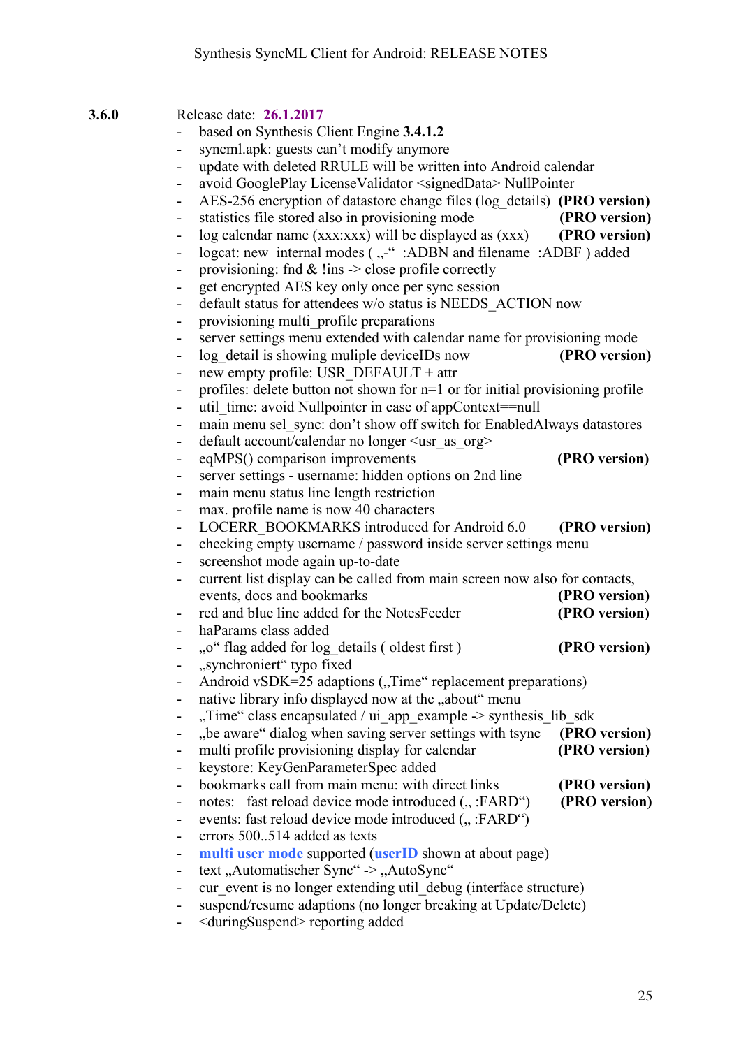**3.6.0** Release date: **26.1.2017**

- based on Synthesis Client Engine **3.4.1.2**
- syncml.apk: guests can't modify anymore
- update with deleted RRULE will be written into Android calendar
- avoid GooglePlay LicenseValidator <signedData> NullPointer
- AES-256 encryption of datastore change files (log_details) **(PRO version)**
- statistics file stored also in provisioning mode **(PRO version)**
- log calendar name (xxx:xxx) will be displayed as (xxx) **(PRO version)**
- logcat: new internal modes ( „-" :ADBN and filename :ADBF ) added
- provisioning: fnd & !ins -> close profile correctly
- get encrypted AES key only once per sync session
- default status for attendees w/o status is NEEDS_ACTION now
- provisioning multi_profile preparations
- server settings menu extended with calendar name for provisioning mode
- log_detail is showing muliple deviceIDs now **(PRO version)**
- new empty profile: USR_DEFAULT + attr
- profiles: delete button not shown for n=1 or for initial provisioning profile
- util_time: avoid Nullpointer in case of appContext==null
- main menu sel_sync: don't show off switch for EnabledAlways datastores
- default account/calendar no longer <usr_as_org>
- eqMPS() comparison improvements **(PRO version)**
- server settings - username: hidden options on 2nd line
- main menu status line length restriction
- max. profile name is now 40 characters
- LOCERR_BOOKMARKS introduced for Android 6.0 **(PRO version)**
- checking empty username / password inside server settings menu
- screenshot mode again up-to-date
- current list display can be called from main screen now also for contacts, events, docs and bookmarks **(PRO version)**
- red and blue line added for the NotesFeeder **(PRO version)**
- haParams class added
- „o" flag added for log_details ( oldest first ) **(PRO version)**
- „synchroniert" typo fixed
- Android vSDK=25 adaptions („Time" replacement preparations)
- native library info displayed now at the „about" menu
- „Time" class encapsulated / ui_app_example -> synthesis_lib_sdk
- „be aware" dialog when saving server settings with tsync **(PRO version)**
- multi profile provisioning display for calendar **(PRO version)**
- keystore: KeyGenParameterSpec added
- bookmarks call from main menu: with direct links **(PRO version)**
- notes: fast reload device mode introduced („ :FARD") **(PRO version)**
- events: fast reload device mode introduced („ :FARD")
- errors 500..514 added as texts
- **multi user mode** supported (**userID** shown at about page)
- text „Automatischer Sync" -> „AutoSync"
- cur_event is no longer extending util_debug (interface structure)
- suspend/resume adaptions (no longer breaking at Update/Delete)
- <duringSuspend> reporting added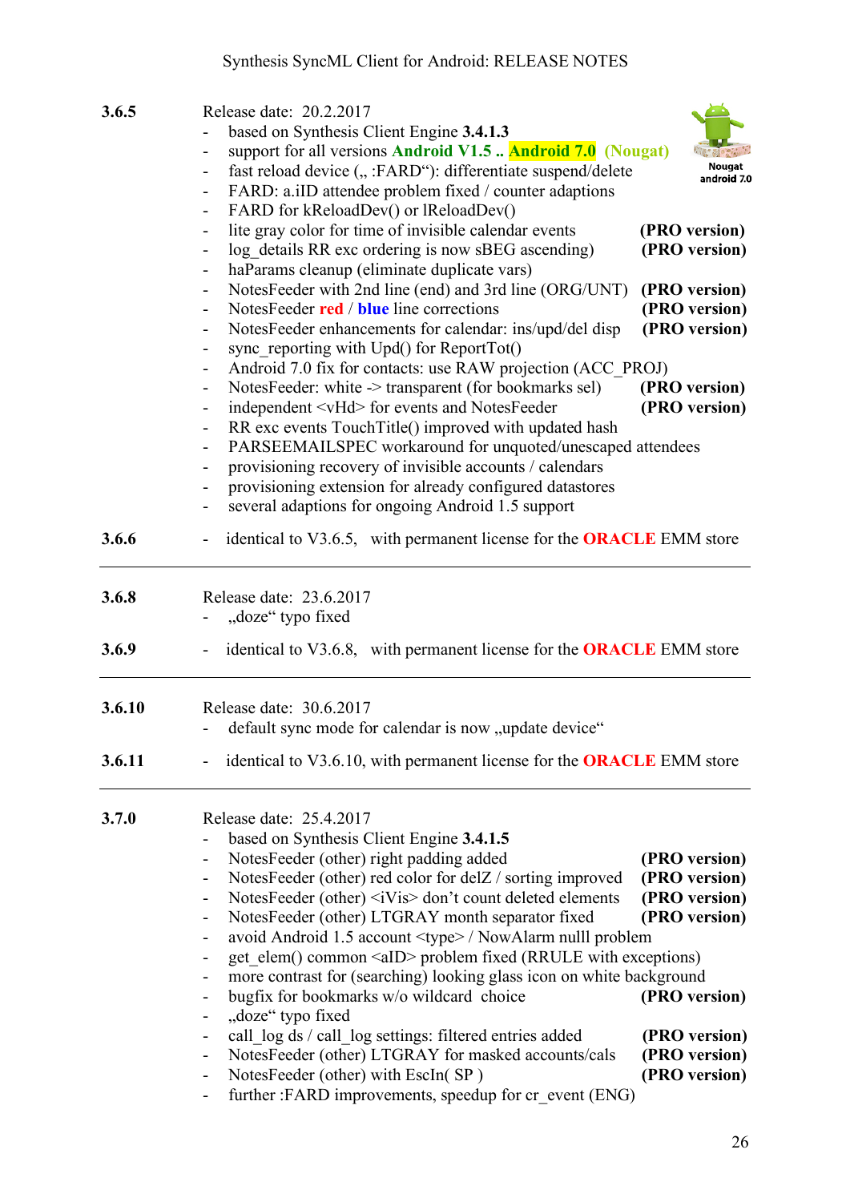**3.6.5**

Release date: 20.2.2017

- based on Synthesis Client Engine **3.4.1.3**
- support for all versions **Android V1.5 .. Android 7.0 (Nougat)**
- fast reload device („ :FARD“): differentiate suspend/delete
- FARD: a.iID attendee problem fixed / counter adaptions
- FARD for kReloadDev() or lReloadDev()
- lite gray color for time of invisible calendar events **(PRO version)**
- log_details RR exc ordering is now sBEG ascending) **(PRO version)**
- haParams cleanup (eliminate duplicate vars)
- NotesFeeder with 2nd line (end) and 3rd line (ORG/UNT) **(PRO version)**
- NotesFeeder **red** / **blue** line corrections **(PRO version)**
- NotesFeeder enhancements for calendar: ins/upd/del disp **(PRO version)**
- sync_reporting with Upd() for ReportTot()
- Android 7.0 fix for contacts: use RAW projection (ACC_PROJ)
- NotesFeeder: white -> transparent (for bookmarks sel) **(PRO version)**
- independent <vHd> for events and NotesFeeder **(PRO version)**
- RR exc events TouchTitle() improved with updated hash
- PARSEEMAILSPEC workaround for unquoted/unescaped attendees
- provisioning recovery of invisible accounts / calendars
- provisioning extension for already configured datastores
- several adaptions for ongoing Android 1.5 support

**3.6.6**

- identical to V3.6.5, with permanent license for the **ORACLE** EMM store

---

**3.6.8**

Release date: 23.6.2017

- „doze“ typo fixed

**3.6.9**

- identical to V3.6.8, with permanent license for the **ORACLE** EMM store

---

**3.6.10**

Release date: 30.6.2017

- default sync mode for calendar is now „update device“

**3.6.11**

- identical to V3.6.10, with permanent license for the **ORACLE** EMM store

---

**3.7.0**

Release date: 25.4.2017

- based on Synthesis Client Engine **3.4.1.5**
- NotesFeeder (other) right padding added **(PRO version)**
- NotesFeeder (other) red color for delZ / sorting improved **(PRO version)**
- NotesFeeder (other) <iVis> don’t count deleted elements **(PRO version)**
- NotesFeeder (other) LTGRAY month separator fixed **(PRO version)**
- avoid Android 1.5 account <type> / NowAlarm nulll problem
- get_elem() common <aID> problem fixed (RRULE with exceptions)
- more contrast for (searching) looking glass icon on white background
- bugfix for bookmarks w/o wildcard choice **(PRO version)**
- „doze“ typo fixed
- call_log ds / call_log settings: filtered entries added **(PRO version)**
- NotesFeeder (other) LTGRAY for masked accounts/cals **(PRO version)**
- NotesFeeder (other) with EscIn( SP ) **(PRO version)**
- further :FARD improvements, speedup for cr_event (ENG)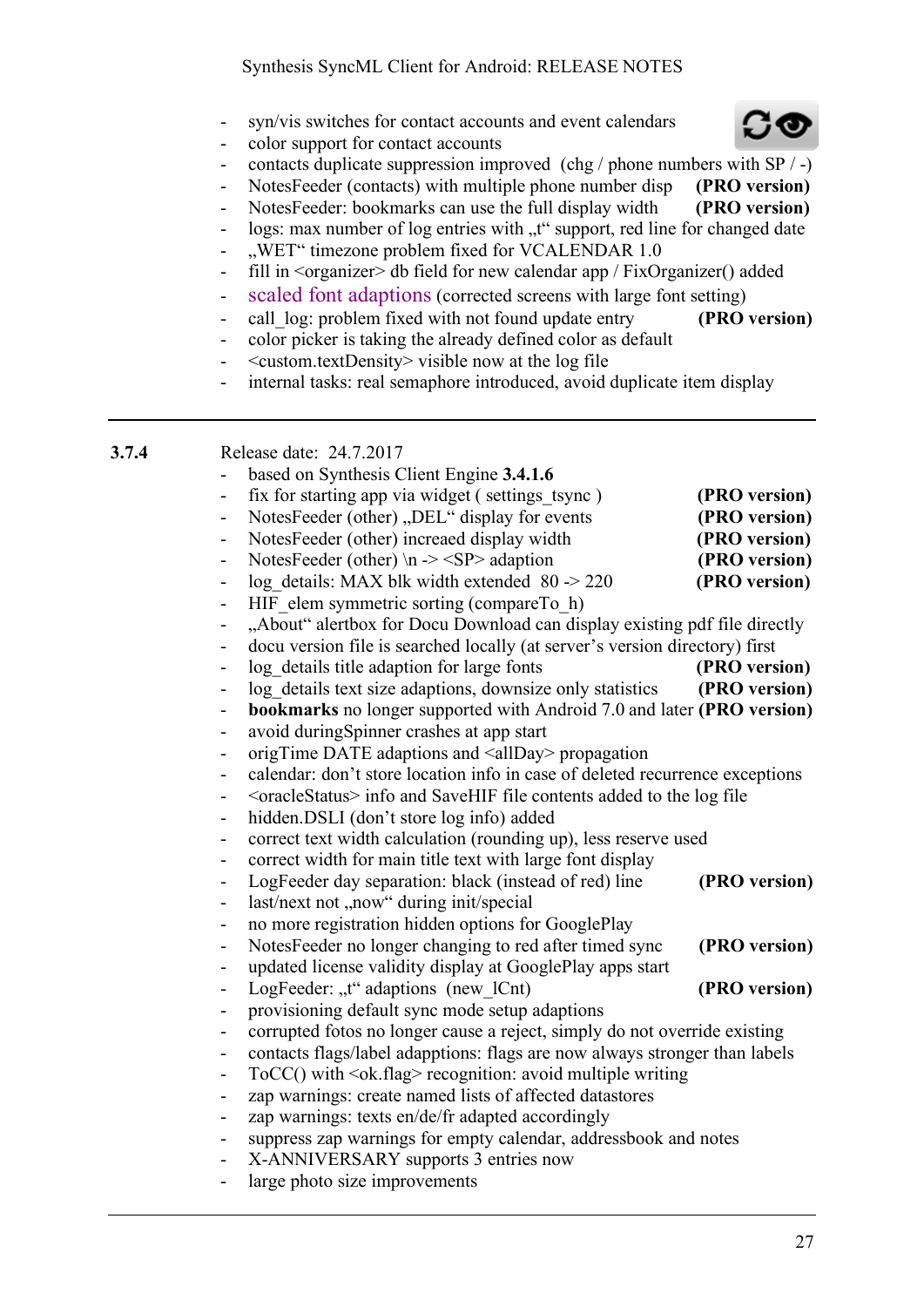- syn/vis switches for contact accounts and event calendars
- color support for contact accounts
- contacts duplicate suppression improved (chg / phone numbers with SP / -)
- NotesFeeder (contacts) with multiple phone number disp **(PRO version)**
- NotesFeeder: bookmarks can use the full display width **(PRO version)**
- logs: max number of log entries with „t“ support, red line for changed date
- „WET“ timezone problem fixed for VCALENDAR 1.0
- fill in <organizer> db field for new calendar app / FixOrganizer() added
- scaled font adaptions (corrected screens with large font setting)
- call_log: problem fixed with not found update entry **(PRO version)**
- color picker is taking the already defined color as default
- <custom.textDensity> visible now at the log file
- internal tasks: real semaphore introduced, avoid duplicate item display

---

**3.7.4** Release date: 24.7.2017

- based on Synthesis Client Engine **3.4.1.6**
- fix for starting app via widget ( settings_tsync ) **(PRO version)**
- NotesFeeder (other) „DEL“ display for events **(PRO version)**
- NotesFeeder (other) increaed display width **(PRO version)**
- NotesFeeder (other) \n -> <SP> adaption **(PRO version)**
- log_details: MAX blk width extended 80 -> 220 **(PRO version)**
- HIF_elem symmetric sorting (compareTo_h)
- „About“ alertbox for Docu Download can display existing pdf file directly
- docu version file is searched locally (at server's version directory) first
- log_details title adaption for large fonts **(PRO version)**
- log_details text size adaptions, downsize only statistics **(PRO version)**
- **bookmarks** no longer supported with Android 7.0 and later **(PRO version)**
- avoid duringSpinner crashes at app start
- origTime DATE adaptions and <allDay> propagation
- calendar: don't store location info in case of deleted recurrence exceptions
- <oracleStatus> info and SaveHIF file contents added to the log file
- hidden.DSLI (don't store log info) added
- correct text width calculation (rounding up), less reserve used
- correct width for main title text with large font display
- LogFeeder day separation: black (instead of red) line **(PRO version)**
- last/next not „now“ during init/special
- no more registration hidden options for GooglePlay
- NotesFeeder no longer changing to red after timed sync **(PRO version)**
- updated license validity display at GooglePlay apps start
- LogFeeder: „t“ adaptions (new_lCnt) **(PRO version)**
- provisioning default sync mode setup adaptions
- corrupted fotos no longer cause a reject, simply do not override existing
- contacts flags/label adapptions: flags are now always stronger than labels
- ToCC() with <ok.flag> recognition: avoid multiple writing
- zap warnings: create named lists of affected datastores
- zap warnings: texts en/de/fr adapted accordingly
- suppress zap warnings for empty calendar, addressbook and notes
- X-ANNIVERSARY supports 3 entries now
- large photo size improvements

---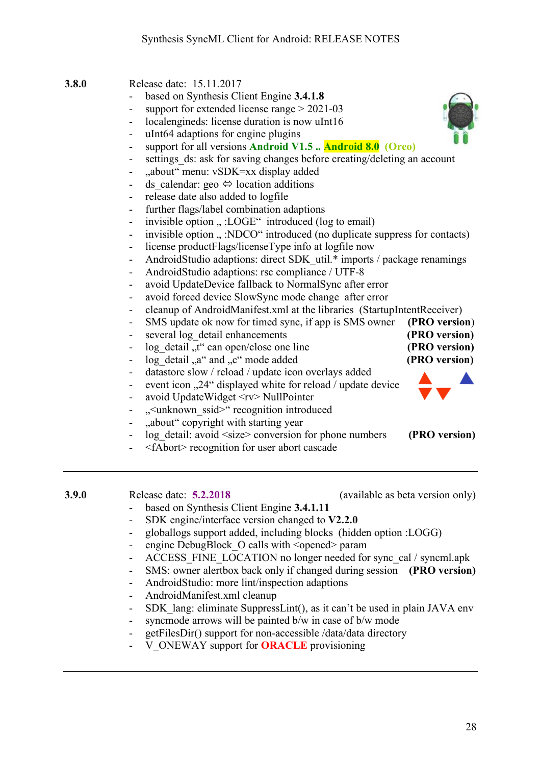## 3.8.0

Release date: 15.11.2017

- based on Synthesis Client Engine **3.4.1.8**
- support for extended license range > 2021-03
- localengineds: license duration is now uInt16
- uInt64 adaptions for engine plugins
- support for all versions **Android V1.5 .. Android 8.0 (Oreo)**
- settings_ds: ask for saving changes before creating/deleting an account
- „about“ menu: vSDK=xx display added
- ds_calendar: geo ⇔ location additions
- release date also added to logfile
- further flags/label combination adaptions
- invisible option „ :LOGE“ introduced (log to email)
- invisible option „ :NDCO“ introduced (no duplicate suppress for contacts)
- license productFlags/licenseType info at logfile now
- AndroidStudio adaptions: direct SDK_util.* imports / package renamings
- AndroidStudio adaptions: rsc compliance / UTF-8
- avoid UpdateDevice fallback to NormalSync after error
- avoid forced device SlowSync mode change after error
- cleanup of AndroidManifest.xml at the libraries (StartupIntentReceiver)
- SMS update ok now for timed sync, if app is SMS owner **(PRO version)**
- several log_detail enhancements **(PRO version)**
- log_detail „t“ can open/close one line **(PRO version)**
- log_detail „a“ and „c“ mode added **(PRO version)**
- datastore slow / reload / update icon overlays added
- event icon „24“ displayed white for reload / update device
- avoid UpdateWidget <rv> NullPointer
- „<unknown_ssid>“ recognition introduced
- „about“ copyright with starting year
- log_detail: avoid <size> conversion for phone numbers **(PRO version)**
- <fAbort> recognition for user abort cascade

---

## 3.9.0

Release date: **5.2.2018** (available as beta version only)

- based on Synthesis Client Engine **3.4.1.11**
- SDK engine/interface version changed to **V2.2.0**
- globallogs support added, including blocks (hidden option :LOGG)
- engine DebugBlock_O calls with <opened> param
- ACCESS_FINE_LOCATION no longer needed for sync_cal / syncml.apk
- SMS: owner alertbox back only if changed during session **(PRO version)**
- AndroidStudio: more lint/inspection adaptions
- AndroidManifest.xml cleanup
- SDK_lang: eliminate SuppressLint(), as it can’t be used in plain JAVA env
- syncmode arrows will be painted b/w in case of b/w mode
- getFilesDir() support for non-accessible /data/data directory
- V_ONEWAY support for **ORACLE** provisioning

---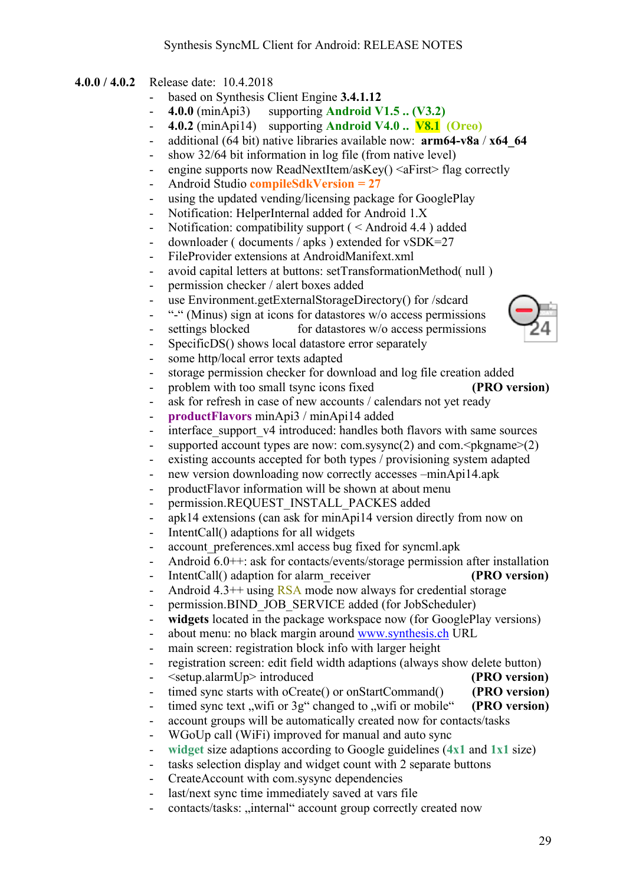**4.0.0 / 4.0.2** Release date: 10.4.2018

- based on Synthesis Client Engine **3.4.1.12**
- **4.0.0** (minApi3) supporting **Android V1.5 .. (V3.2)**
- **4.0.2** (minApi14) supporting **Android V4.0 .. V8.1 (Oreo)**
- additional (64 bit) native libraries available now: **arm64-v8a** / **x64_64**
- show 32/64 bit information in log file (from native level)
- engine supports now ReadNextItem/asKey() <aFirst> flag correctly
- Android Studio **compileSdkVersion = 27**
- using the updated vending/licensing package for GooglePlay
- Notification: HelperInternal added for Android 1.X
- Notification: compatibility support ( < Android 4.4 ) added
- downloader ( documents / apks ) extended for vSDK=27
- FileProvider extensions at AndroidManifext.xml
- avoid capital letters at buttons: setTransformationMethod( null )
- permission checker / alert boxes added
- use Environment.getExternalStorageDirectory() for /sdcard
- "-" (Minus) sign at icons for datastores w/o access permissions
- settings blocked for datastores w/o access permissions
- SpecificDS() shows local datastore error separately
- some http/local error texts adapted
- storage permission checker for download and log file creation added
- problem with too small tsync icons fixed **(PRO version)**
- ask for refresh in case of new accounts / calendars not yet ready
- **productFlavors** minApi3 / minApi14 added
- interface_support_v4 introduced: handles both flavors with same sources
- supported account types are now: com.sysync(2) and com.<pkgname>(2)
- existing accounts accepted for both types / provisioning system adapted
- new version downloading now correctly accesses –minApi14.apk
- productFlavor information will be shown at about menu
- permission.REQUEST_INSTALL_PACKES added
- apk14 extensions (can ask for minApi14 version directly from now on
- IntentCall() adaptions for all widgets
- account_preferences.xml access bug fixed for syncml.apk
- Android 6.0++: ask for contacts/events/storage permission after installation
- IntentCall() adaption for alarm_receiver **(PRO version)**
- Android 4.3++ using RSA mode now always for credential storage
- permission.BIND_JOB_SERVICE added (for JobScheduler)
- **widgets** located in the package workspace now (for GooglePlay versions)
- about menu: no black margin around www.synthesis.ch URL
- main screen: registration block info with larger height
- registration screen: edit field width adaptions (always show delete button)
- <setup.alarmUp> introduced **(PRO version)**
- timed sync starts with oCreate() or onStartCommand() **(PRO version)**
- timed sync text „wifi or 3g" changed to „wifi or mobile" **(PRO version)**
- account groups will be automatically created now for contacts/tasks
- WGoUp call (WiFi) improved for manual and auto sync
- **widget** size adaptions according to Google guidelines (**4x1** and **1x1** size)
- tasks selection display and widget count with 2 separate buttons
- CreateAccount with com.sysync dependencies
- last/next sync time immediately saved at vars file
- contacts/tasks: „internal" account group correctly created now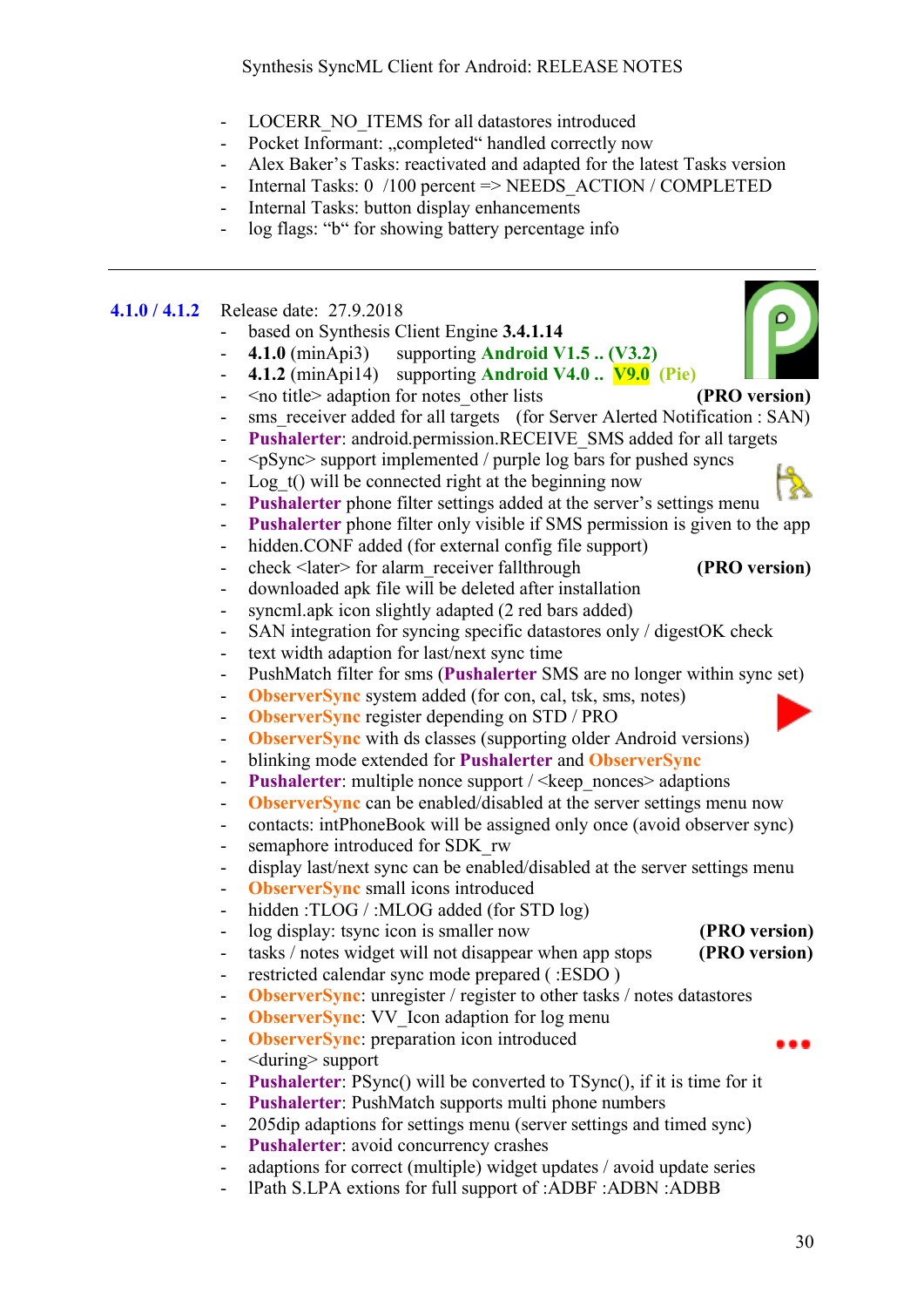- LOCERR_NO_ITEMS for all datastores introduced
- Pocket Informant: „completed" handled correctly now
- Alex Baker's Tasks: reactivated and adapted for the latest Tasks version
- Internal Tasks: 0 /100 percent => NEEDS_ACTION / COMPLETED
- Internal Tasks: button display enhancements
- log flags: "b" for showing battery percentage info

---

**4.1.0 / 4.1.2** Release date: 27.9.2018

- based on Synthesis Client Engine **3.4.1.14**
- **4.1.0** (minApi3) supporting **Android V1.5 .. (V3.2)**
- **4.1.2** (minApi14) supporting **Android V4.0 .. V9.0 (Pie)**
- <no title> adaption for notes_other lists **(PRO version)**
- sms_receiver added for all targets (for Server Alerted Notification : SAN)
- **Pushalerter**: android.permission.RECEIVE_SMS added for all targets
- <pSync> support implemented / purple log bars for pushed syncs
- Log_t() will be connected right at the beginning now
- **Pushalerter** phone filter settings added at the server's settings menu
- **Pushalerter** phone filter only visible if SMS permission is given to the app
- hidden.CONF added (for external config file support)
- check <later> for alarm_receiver fallthrough **(PRO version)**
- downloaded apk file will be deleted after installation
- syncml.apk icon slightly adapted (2 red bars added)
- SAN integration for syncing specific datastores only / digestOK check
- text width adaption for last/next sync time
- PushMatch filter for sms (**Pushalerter** SMS are no longer within sync set)
- **ObserverSync** system added (for con, cal, tsk, sms, notes)
- **ObserverSync** register depending on STD / PRO
- **ObserverSync** with ds classes (supporting older Android versions)
- blinking mode extended for **Pushalerter** and **ObserverSync**
- **Pushalerter**: multiple nonce support / <keep_nonces> adaptions
- **ObserverSync** can be enabled/disabled at the server settings menu now
- contacts: intPhoneBook will be assigned only once (avoid observer sync)
- semaphore introduced for SDK_rw
- display last/next sync can be enabled/disabled at the server settings menu
- **ObserverSync** small icons introduced
- hidden :TLOG / :MLOG added (for STD log)
- log display: tsync icon is smaller now **(PRO version)**
- tasks / notes widget will not disappear when app stops **(PRO version)**
- restricted calendar sync mode prepared ( :ESDO )
- **ObserverSync**: unregister / register to other tasks / notes datastores
- **ObserverSync**: VV_Icon adaption for log menu
- **ObserverSync**: preparation icon introduced
- <during> support
- **Pushalerter**: PSync() will be converted to TSync(), if it is time for it
- **Pushalerter**: PushMatch supports multi phone numbers
- 205dip adaptions for settings menu (server settings and timed sync)
- **Pushalerter**: avoid concurrency crashes
- adaptions for correct (multiple) widget updates / avoid update series
- lPath S.LPA extions for full support of :ADBF :ADBN :ADBB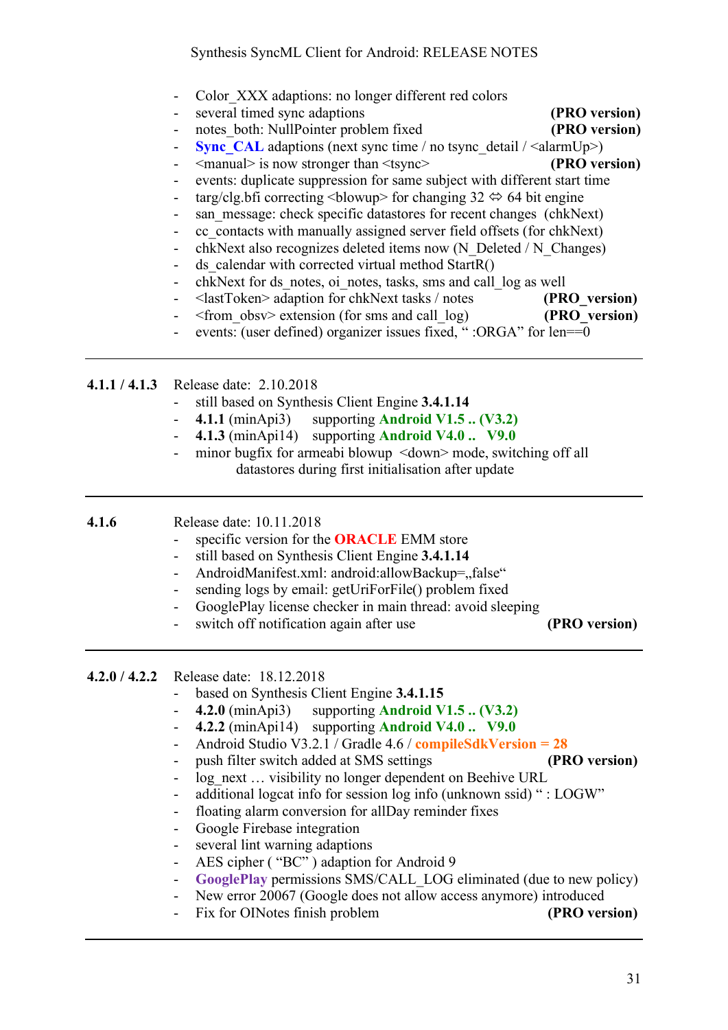- Color_XXX adaptions: no longer different red colors
- several timed sync adaptions **(PRO version)**
- notes_both: NullPointer problem fixed **(PRO version)**
- **Sync_CAL** adaptions (next sync time / no tsync_detail / <alarmUp>)
- <manual> is now stronger than <tsync> **(PRO version)**
- events: duplicate suppression for same subject with different start time
- targ/clg.bfi correcting <blowup> for changing 32 ⇔ 64 bit engine
- san_message: check specific datastores for recent changes (chkNext)
- cc_contacts with manually assigned server field offsets (for chkNext)
- chkNext also recognizes deleted items now (N_Deleted / N_Changes)
- ds_calendar with corrected virtual method StartR()
- chkNext for ds_notes, oi_notes, tasks, sms and call_log as well
- <lastToken> adaption for chkNext tasks / notes **(PRO_version)**
- <from_obsv> extension (for sms and call_log) **(PRO_version)**
- events: (user defined) organizer issues fixed, " :ORGA" for len==0

---

**4.1.1 / 4.1.3** Release date: 2.10.2018

- still based on Synthesis Client Engine **3.4.1.14**
- **4.1.1** (minApi3) supporting **Android V1.5 .. (V3.2)**
- **4.1.3** (minApi14) supporting **Android V4.0 .. V9.0**
- minor bugfix for armeabi blowup <down> mode, switching off all datastores during first initialisation after update

---

**4.1.6** Release date: 10.11.2018

- specific version for the **ORACLE** EMM store
- still based on Synthesis Client Engine **3.4.1.14**
- AndroidManifest.xml: android:allowBackup=„false“
- sending logs by email: getUriForFile() problem fixed
- GooglePlay license checker in main thread: avoid sleeping
- switch off notification again after use **(PRO version)**

---

**4.2.0 / 4.2.2** Release date: 18.12.2018

- based on Synthesis Client Engine **3.4.1.15**
- **4.2.0** (minApi3) supporting **Android V1.5 .. (V3.2)**
- **4.2.2** (minApi14) supporting **Android V4.0 .. V9.0**
- Android Studio V3.2.1 / Gradle 4.6 / **compileSdkVersion = 28**
- push filter switch added at SMS settings **(PRO version)**
- log_next … visibility no longer dependent on Beehive URL
- additional logcat info for session log info (unknown ssid) " : LOGW"
- floating alarm conversion for allDay reminder fixes
- Google Firebase integration
- several lint warning adaptions
- AES cipher ( "BC" ) adaption for Android 9
- **GooglePlay** permissions SMS/CALL_LOG eliminated (due to new policy)
- New error 20067 (Google does not allow access anymore) introduced
- Fix for OINotes finish problem **(PRO version)**

---